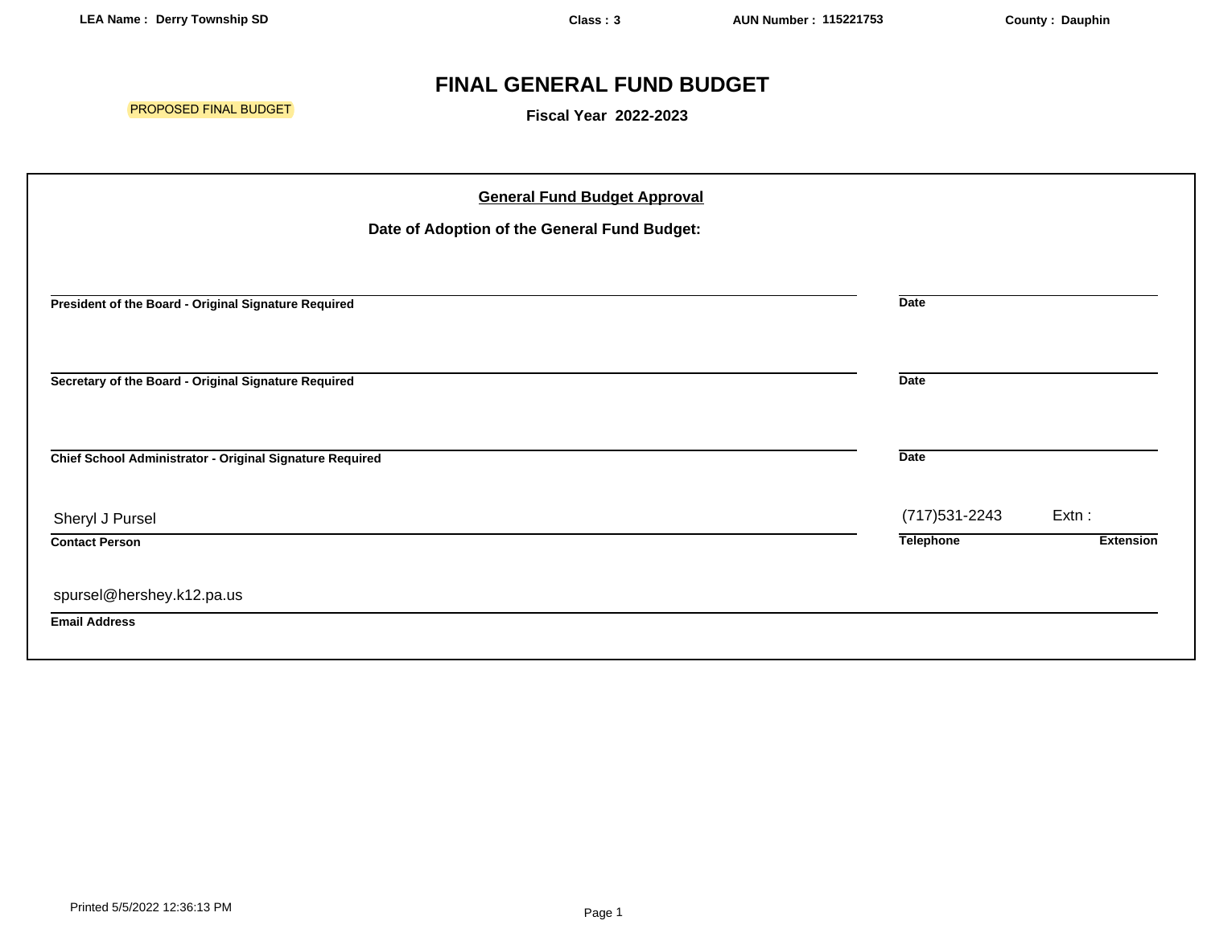**LEA Name : Derry Township SD** **Class : 3** **AUN Number : 115221753** **County : Dauphin**

# FINAL GENERAL FUND BUDGET

PROPOSED FINAL BUDGET

**Fiscal Year 2022-2023**

## General Fund Budget Approval

**Date of Adoption of the General Fund Budget:**

______________________________
**President of the Board - Original Signature Required** **Date**

______________________________
**Secretary of the Board - Original Signature Required** **Date**

______________________________
**Chief School Administrator - Original Signature Required** **Date**

Sheryl J Pursel
**Contact Person**

(717)531-2243 Extn :
**Telephone** **Extension**

spursel@hershey.k12.pa.us
**Email Address**

Printed 5/5/2022 12:36:13 PM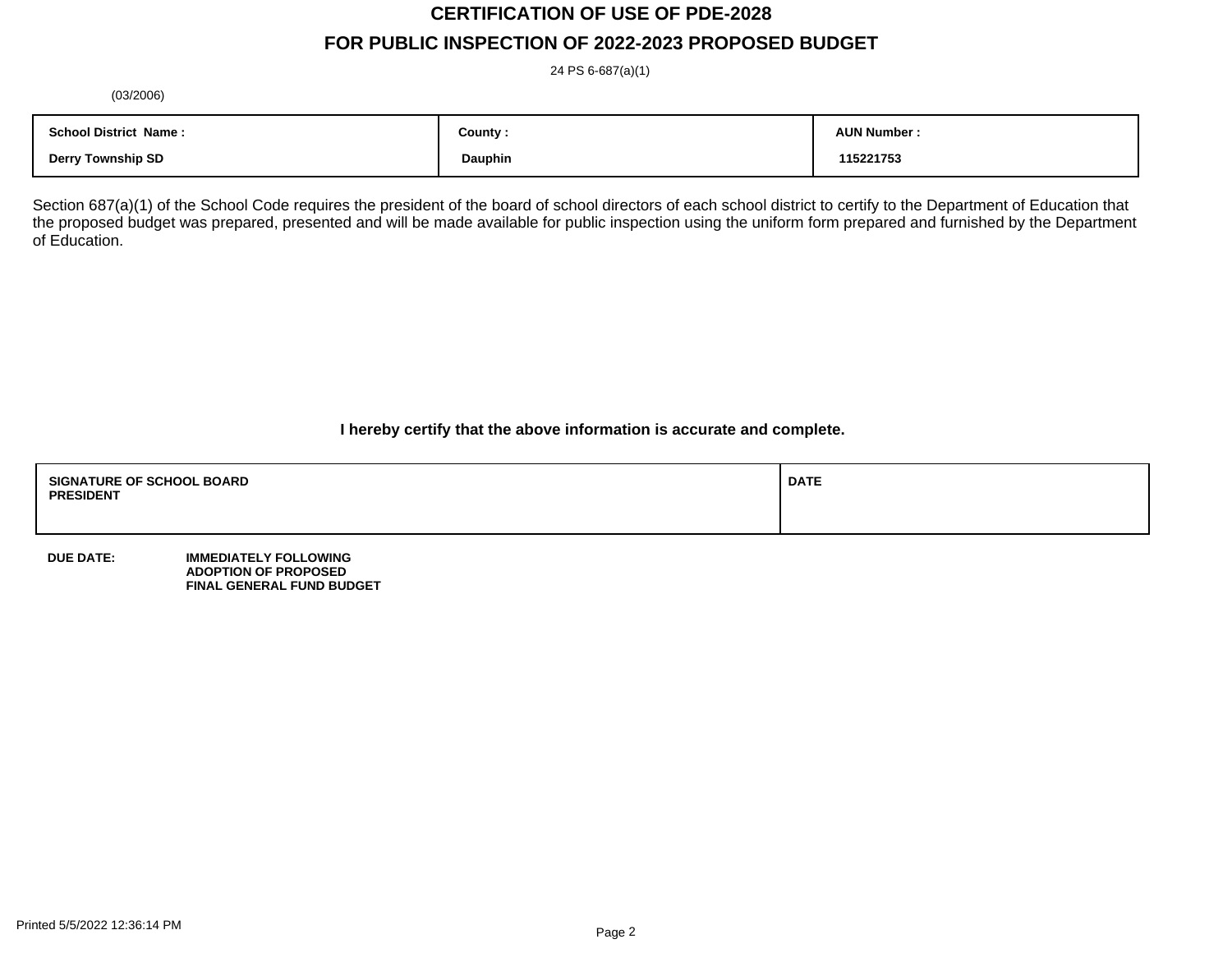# CERTIFICATION OF USE OF PDE-2028

## FOR PUBLIC INSPECTION OF 2022-2023 PROPOSED BUDGET

24 PS 6-687(a)(1)

(03/2006)

| School District Name : | County : | AUN Number : |
|---|---|---|
| Derry Township SD | Dauphin | 115221753 |

Section 687(a)(1) of the School Code requires the president of the board of school directors of each school district to certify to the Department of Education that the proposed budget was prepared, presented and will be made available for public inspection using the uniform form prepared and furnished by the Department of Education.

**I hereby certify that the above information is accurate and complete.**

| SIGNATURE OF SCHOOL BOARD PRESIDENT | DATE |
|---|---|
| | |

**DUE DATE:** **IMMEDIATELY FOLLOWING ADOPTION OF PROPOSED FINAL GENERAL FUND BUDGET**

Printed 5/5/2022 12:36:14 PM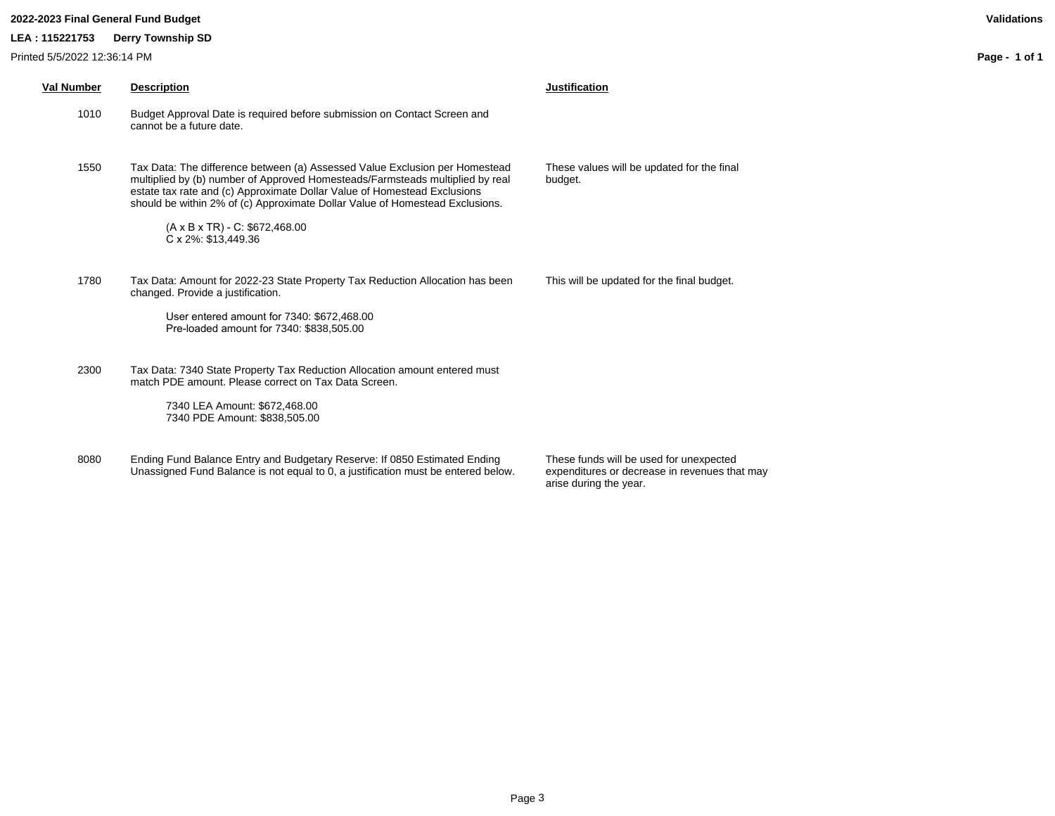**2022-2023 Final General Fund Budget** **Validations**

**LEA : 115221753 Derry Township SD**

Printed 5/5/2022 12:36:14 PM

| Val Number | Description | Justification |
|---|---|---|
| 1010 | Budget Approval Date is required before submission on Contact Screen and cannot be a future date. | |
| 1550 | Tax Data: The difference between (a) Assessed Value Exclusion per Homestead multiplied by (b) number of Approved Homesteads/Farmsteads multiplied by real estate tax rate and (c) Approximate Dollar Value of Homestead Exclusions should be within 2% of (c) Approximate Dollar Value of Homestead Exclusions.<br><br>(A x B x TR) - C: $672,468.00<br>C x 2%: $13,449.36 | These values will be updated for the final budget. |
| 1780 | Tax Data: Amount for 2022-23 State Property Tax Reduction Allocation has been changed. Provide a justification.<br><br>User entered amount for 7340: $672,468.00<br>Pre-loaded amount for 7340: $838,505.00 | This will be updated for the final budget. |
| 2300 | Tax Data: 7340 State Property Tax Reduction Allocation amount entered must match PDE amount. Please correct on Tax Data Screen.<br><br>7340 LEA Amount: $672,468.00<br>7340 PDE Amount: $838,505.00 | |
| 8080 | Ending Fund Balance Entry and Budgetary Reserve: If 0850 Estimated Ending Unassigned Fund Balance is not equal to 0, a justification must be entered below. | These funds will be used for unexpected expenditures or decrease in revenues that may arise during the year. |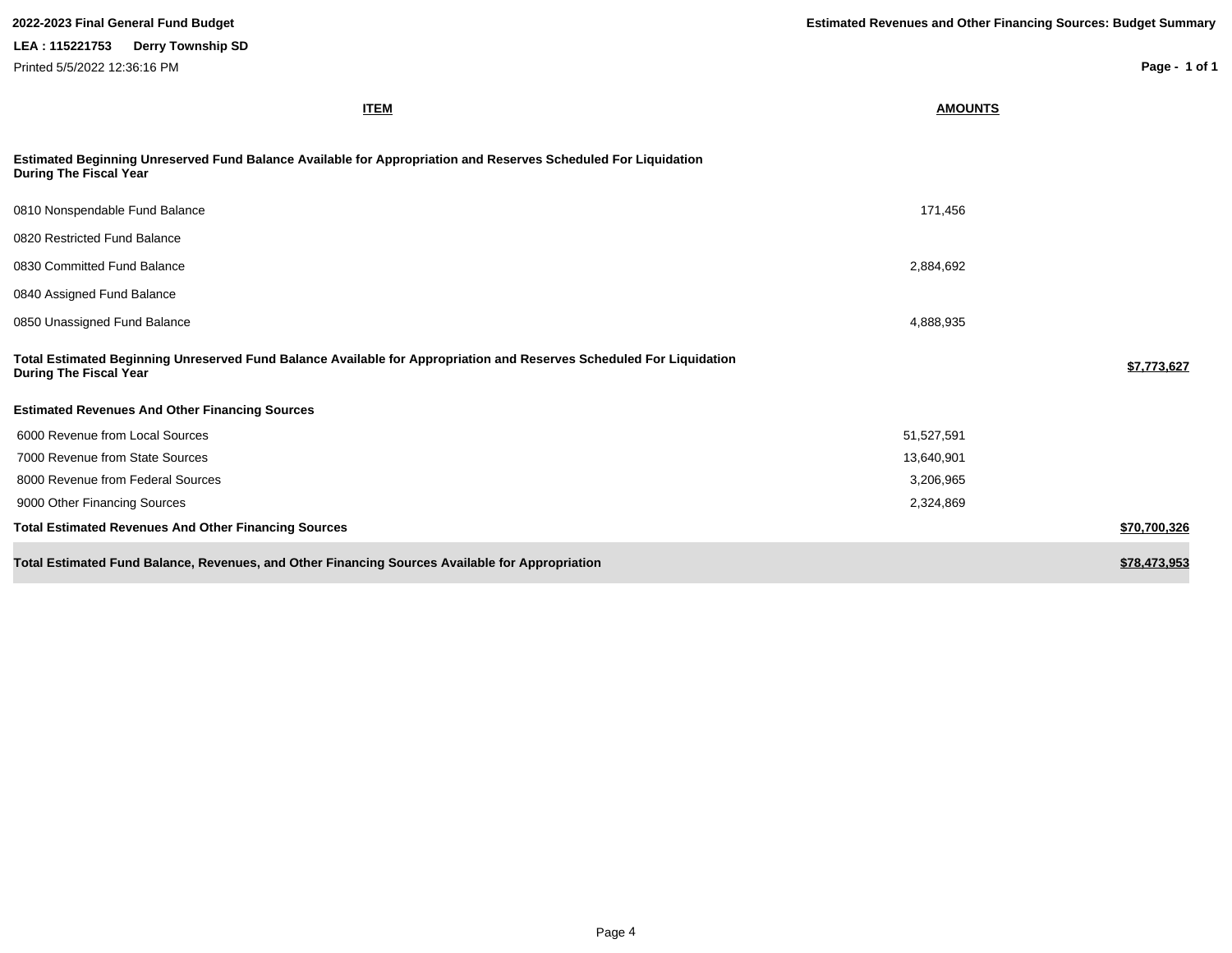**2022-2023 Final General Fund Budget**

**Estimated Revenues and Other Financing Sources: Budget Summary**

**LEA : 115221753 Derry Township SD**

Printed 5/5/2022 12:36:16 PM

| ITEM | AMOUNTS | |
|---|---|---|
| **Estimated Beginning Unreserved Fund Balance Available for Appropriation and Reserves Scheduled For Liquidation During The Fiscal Year** | | |
| 0810 Nonspendable Fund Balance | 171,456 | |
| 0820 Restricted Fund Balance | | |
| 0830 Committed Fund Balance | 2,884,692 | |
| 0840 Assigned Fund Balance | | |
| 0850 Unassigned Fund Balance | 4,888,935 | |
| **Total Estimated Beginning Unreserved Fund Balance Available for Appropriation and Reserves Scheduled For Liquidation During The Fiscal Year** | | **$7,773,627** |
| **Estimated Revenues And Other Financing Sources** | | |
| 6000 Revenue from Local Sources | 51,527,591 | |
| 7000 Revenue from State Sources | 13,640,901 | |
| 8000 Revenue from Federal Sources | 3,206,965 | |
| 9000 Other Financing Sources | 2,324,869 | |
| **Total Estimated Revenues And Other Financing Sources** | | **$70,700,326** |
| **Total Estimated Fund Balance, Revenues, and Other Financing Sources Available for Appropriation** | | **$78,473,953** |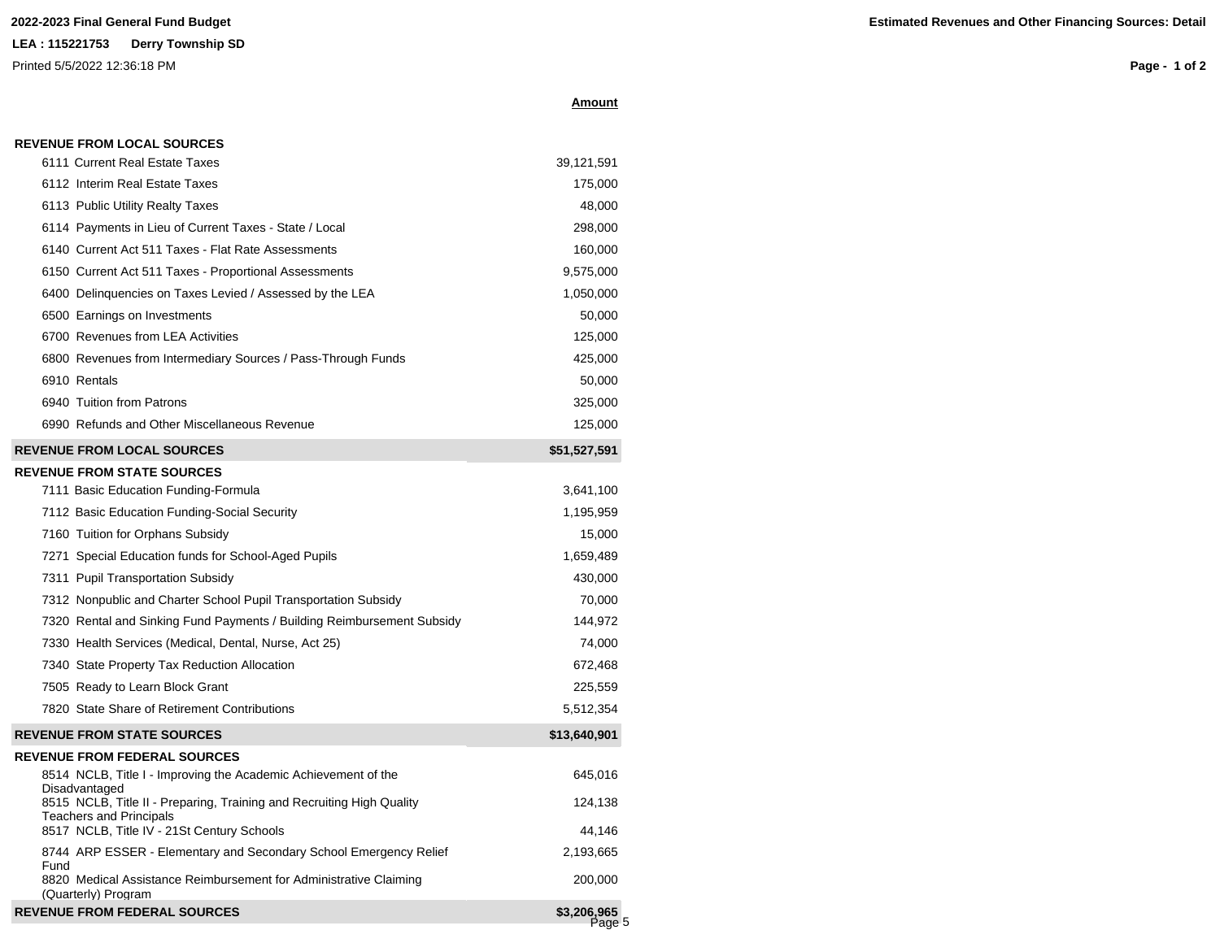**2022-2023 Final General Fund Budget**

**LEA : 115221753 Derry Township SD**

Printed 5/5/2022 12:36:18 PM

**Estimated Revenues and Other Financing Sources: Detail**

| | **Amount** |
|---|---|
| **REVENUE FROM LOCAL SOURCES** | |
| 6111 Current Real Estate Taxes | 39,121,591 |
| 6112 Interim Real Estate Taxes | 175,000 |
| 6113 Public Utility Realty Taxes | 48,000 |
| 6114 Payments in Lieu of Current Taxes - State / Local | 298,000 |
| 6140 Current Act 511 Taxes - Flat Rate Assessments | 160,000 |
| 6150 Current Act 511 Taxes - Proportional Assessments | 9,575,000 |
| 6400 Delinquencies on Taxes Levied / Assessed by the LEA | 1,050,000 |
| 6500 Earnings on Investments | 50,000 |
| 6700 Revenues from LEA Activities | 125,000 |
| 6800 Revenues from Intermediary Sources / Pass-Through Funds | 425,000 |
| 6910 Rentals | 50,000 |
| 6940 Tuition from Patrons | 325,000 |
| 6990 Refunds and Other Miscellaneous Revenue | 125,000 |
| **REVENUE FROM LOCAL SOURCES** | **$51,527,591** |
| **REVENUE FROM STATE SOURCES** | |
| 7111 Basic Education Funding-Formula | 3,641,100 |
| 7112 Basic Education Funding-Social Security | 1,195,959 |
| 7160 Tuition for Orphans Subsidy | 15,000 |
| 7271 Special Education funds for School-Aged Pupils | 1,659,489 |
| 7311 Pupil Transportation Subsidy | 430,000 |
| 7312 Nonpublic and Charter School Pupil Transportation Subsidy | 70,000 |
| 7320 Rental and Sinking Fund Payments / Building Reimbursement Subsidy | 144,972 |
| 7330 Health Services (Medical, Dental, Nurse, Act 25) | 74,000 |
| 7340 State Property Tax Reduction Allocation | 672,468 |
| 7505 Ready to Learn Block Grant | 225,559 |
| 7820 State Share of Retirement Contributions | 5,512,354 |
| **REVENUE FROM STATE SOURCES** | **$13,640,901** |
| **REVENUE FROM FEDERAL SOURCES** | |
| 8514 NCLB, Title I - Improving the Academic Achievement of the Disadvantaged | 645,016 |
| 8515 NCLB, Title II - Preparing, Training and Recruiting High Quality Teachers and Principals | 124,138 |
| 8517 NCLB, Title IV - 21St Century Schools | 44,146 |
| 8744 ARP ESSER - Elementary and Secondary School Emergency Relief Fund | 2,193,665 |
| 8820 Medical Assistance Reimbursement for Administrative Claiming (Quarterly) Program | 200,000 |
| **REVENUE FROM FEDERAL SOURCES** | **$3,206,965** |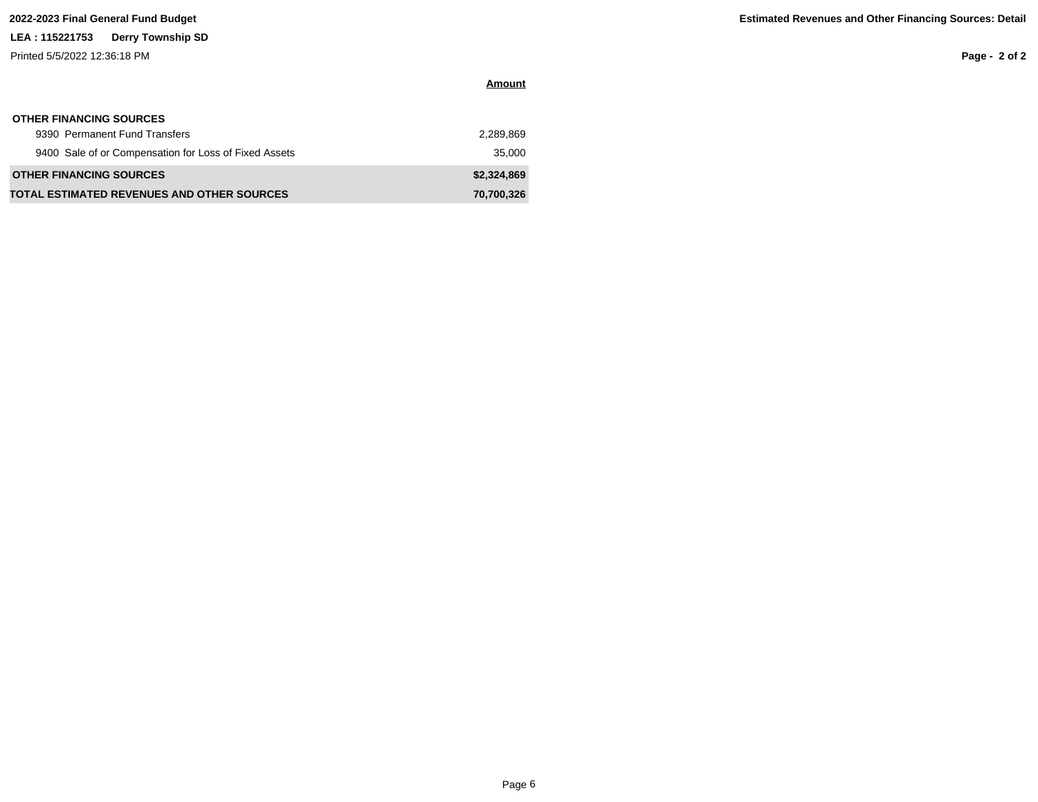**2022-2023 Final General Fund Budget**

**Estimated Revenues and Other Financing Sources: Detail**

**LEA : 115221753 Derry Township SD**

Printed 5/5/2022 12:36:18 PM

| | Amount |
|---|---:|
| **OTHER FINANCING SOURCES** | |
| 9390 Permanent Fund Transfers | 2,289,869 |
| 9400 Sale of or Compensation for Loss of Fixed Assets | 35,000 |
| **OTHER FINANCING SOURCES** | **$2,324,869** |
| **TOTAL ESTIMATED REVENUES AND OTHER SOURCES** | **70,700,326** |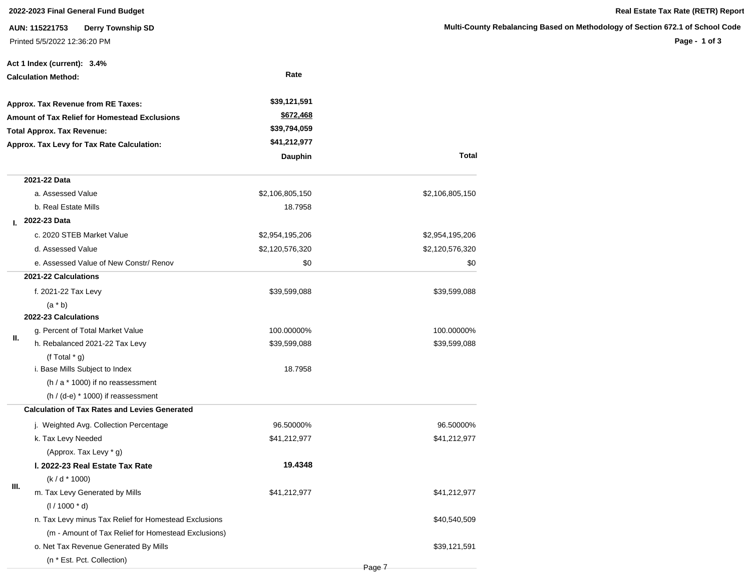**2022-2023 Final General Fund Budget**

**Real Estate Tax Rate (RETR) Report**

**AUN: 115221753 Derry Township SD**

**Multi-County Rebalancing Based on Methodology of Section 672.1 of School Code**

Printed 5/5/2022 12:36:20 PM

**Act 1 Index (current): 3.4%**

| **Calculation Method:** | **Rate** |
|---|---|
| **Approx. Tax Revenue from RE Taxes:** | **$39,121,591** |
| **Amount of Tax Relief for Homestead Exclusions** | **$672,468** |
| **Total Approx. Tax Revenue:** | **$39,794,059** |
| **Approx. Tax Levy for Tax Rate Calculation:** | **$41,212,977** |

| | | **Dauphin** | **Total** |
|---|---|---|---|
| I. | **2021-22 Data** | | |
| | a. Assessed Value | $2,106,805,150 | $2,106,805,150 |
| | b. Real Estate Mills | 18.7958 | |
| | **2022-23 Data** | | |
| | c. 2020 STEB Market Value | $2,954,195,206 | $2,954,195,206 |
| | d. Assessed Value | $2,120,576,320 | $2,120,576,320 |
| | e. Assessed Value of New Constr/ Renov | $0 | $0 |
| II. | **2021-22 Calculations** | | |
| | f. 2021-22 Tax Levy (a * b) | $39,599,088 | $39,599,088 |
| | **2022-23 Calculations** | | |
| | g. Percent of Total Market Value | 100.00000% | 100.00000% |
| | h. Rebalanced 2021-22 Tax Levy (f Total * g) | $39,599,088 | $39,599,088 |
| | i. Base Mills Subject to Index (h / a * 1000) if no reassessment (h / (d-e) * 1000) if reassessment | 18.7958 | |
| III. | **Calculation of Tax Rates and Levies Generated** | | |
| | j. Weighted Avg. Collection Percentage | 96.50000% | 96.50000% |
| | k. Tax Levy Needed (Approx. Tax Levy * g) | $41,212,977 | $41,212,977 |
| | **l. 2022-23 Real Estate Tax Rate** (k / d * 1000) | **19.4348** | |
| | m. Tax Levy Generated by Mills (l / 1000 * d) | $41,212,977 | $41,212,977 |
| | n. Tax Levy minus Tax Relief for Homestead Exclusions (m - Amount of Tax Relief for Homestead Exclusions) | | $40,540,509 |
| | o. Net Tax Revenue Generated By Mills (n * Est. Pct. Collection) | | $39,121,591 |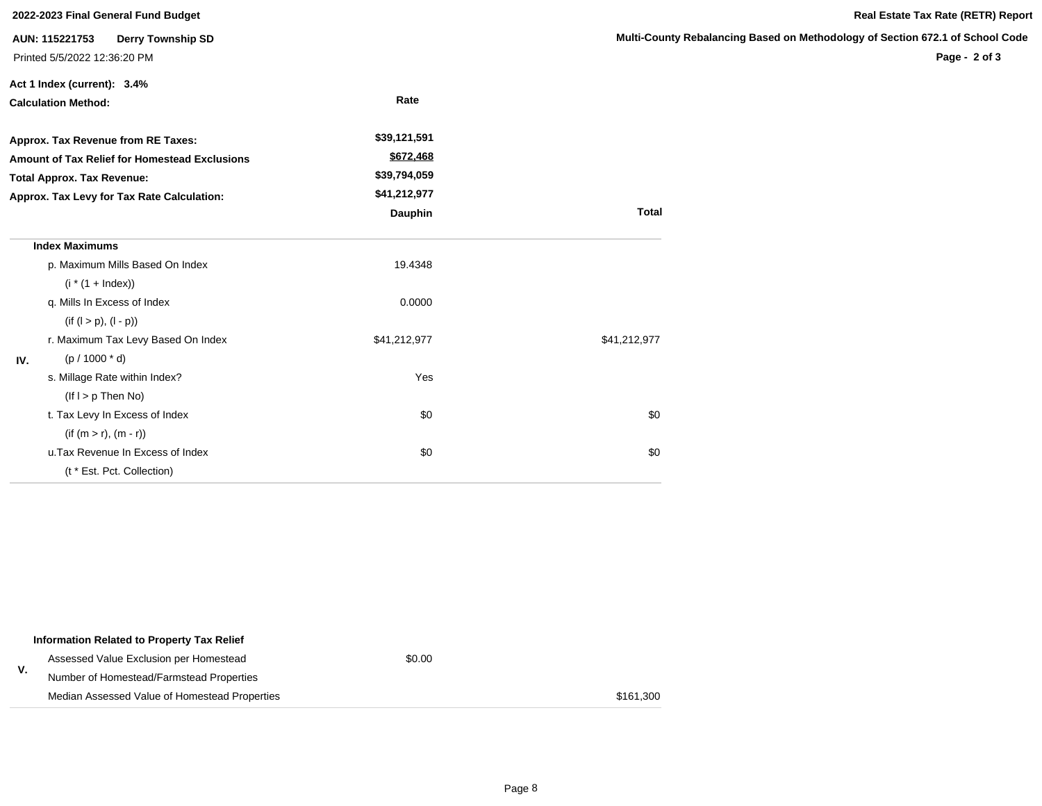**Act 1 Index (current): 3.4%**

| **Calculation Method:** | **Rate** |
|---|---|
| **Approx. Tax Revenue from RE Taxes:** | **$39,121,591** |
| **Amount of Tax Relief for Homestead Exclusions** | **$672,468** |
| **Total Approx. Tax Revenue:** | **$39,794,059** |
| **Approx. Tax Levy for Tax Rate Calculation:** | **$41,212,977** |

| | | **Dauphin** | **Total** |
|---|---|---|---|
| IV. | **Index Maximums** | | |
| | p. Maximum Mills Based On Index (i * (1 + Index)) | 19.4348 | |
| | q. Mills In Excess of Index (if (l > p), (l - p)) | 0.0000 | |
| | r. Maximum Tax Levy Based On Index (p / 1000 * d) | $41,212,977 | $41,212,977 |
| | s. Millage Rate within Index? (If l > p Then No) | Yes | |
| | t. Tax Levy In Excess of Index (if (m > r), (m - r)) | $0 | $0 |
| | u.Tax Revenue In Excess of Index (t * Est. Pct. Collection) | $0 | $0 |

| | | | |
|---|---|---|---|
| V. | **Information Related to Property Tax Relief** | | |
| | Assessed Value Exclusion per Homestead | $0.00 | |
| | Number of Homestead/Farmstead Properties | | |
| | Median Assessed Value of Homestead Properties | | $161,300 |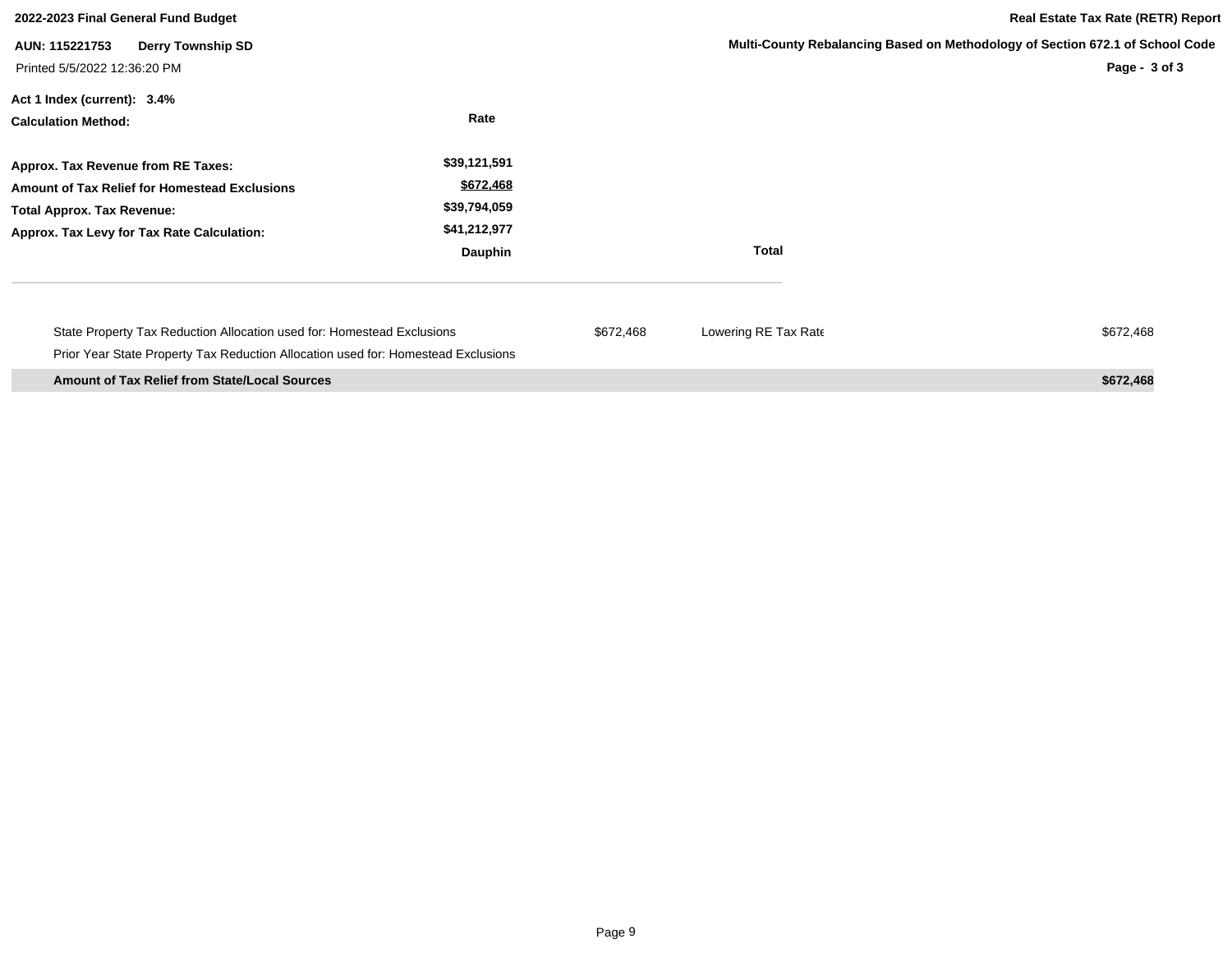**2022-2023 Final General Fund Budget**

**Real Estate Tax Rate (RETR) Report**

**AUN: 115221753 Derry Township SD**

**Multi-County Rebalancing Based on Methodology of Section 672.1 of School Code**

Printed 5/5/2022 12:36:20 PM

**Act 1 Index (current): 3.4%**

| **Calculation Method:** | **Rate** |
|---|---|
| **Approx. Tax Revenue from RE Taxes:** | **$39,121,591** |
| **Amount of Tax Relief for Homestead Exclusions** | **$672,468** |
| **Total Approx. Tax Revenue:** | **$39,794,059** |
| **Approx. Tax Levy for Tax Rate Calculation:** | **$41,212,977** |

| | **Dauphin** | **Total** |
|---|---|---|

| | | | |
|---|---|---|---|
| State Property Tax Reduction Allocation used for: Homestead Exclusions | $672,468 | Lowering RE Tax Rate | $672,468 |
| Prior Year State Property Tax Reduction Allocation used for: Homestead Exclusions | | | |
| **Amount of Tax Relief from State/Local Sources** | | | **$672,468** |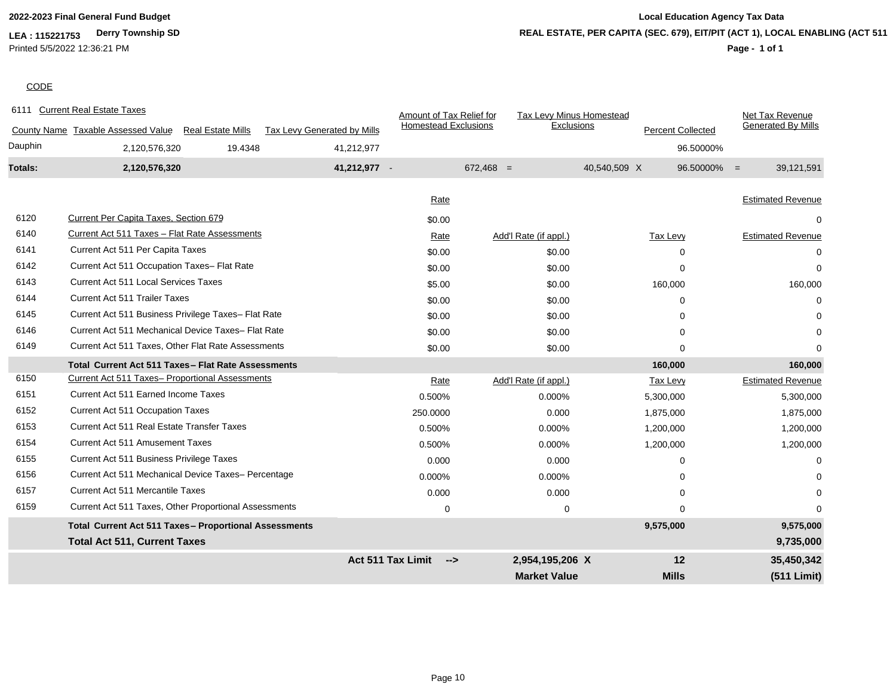**2022-2023 Final General Fund Budget**

**LEA : 115221753 Derry Township SD**

Printed 5/5/2022 12:36:21 PM

**Local Education Agency Tax Data**

**REAL ESTATE, PER CAPITA (SEC. 679), EIT/PIT (ACT 1), LOCAL ENABLING (ACT 511**

CODE

6111 Current Real Estate Taxes

| County Name | Taxable Assessed Value | Real Estate Mills | Tax Levy Generated by Mills | | Amount of Tax Relief for Homestead Exclusions | | Tax Levy Minus Homestead Exclusions | | Percent Collected | | Net Tax Revenue Generated By Mills |
|---|---|---|---|---|---|---|---|---|---|---|---|
| Dauphin | 2,120,576,320 | 19.4348 | 41,212,977 | | | | | | 96.50000% | | |
| **Totals:** | **2,120,576,320** | | **41,212,977** | - | 672,468 | = | 40,540,509 | X | 96.50000% | = | 39,121,591 |

| Code | Description | Rate | Add'l Rate (if appl.) | Tax Levy | Estimated Revenue |
|---|---|---|---|---|---|
| 6120 | Current Per Capita Taxes, Section 679 | $0.00 | | | 0 |
| 6140 | Current Act 511 Taxes – Flat Rate Assessments | Rate | Add'l Rate (if appl.) | Tax Levy | Estimated Revenue |
| 6141 | Current Act 511 Per Capita Taxes | $0.00 | $0.00 | 0 | 0 |
| 6142 | Current Act 511 Occupation Taxes– Flat Rate | $0.00 | $0.00 | 0 | 0 |
| 6143 | Current Act 511 Local Services Taxes | $5.00 | $0.00 | 160,000 | 160,000 |
| 6144 | Current Act 511 Trailer Taxes | $0.00 | $0.00 | 0 | 0 |
| 6145 | Current Act 511 Business Privilege Taxes– Flat Rate | $0.00 | $0.00 | 0 | 0 |
| 6146 | Current Act 511 Mechanical Device Taxes– Flat Rate | $0.00 | $0.00 | 0 | 0 |
| 6149 | Current Act 511 Taxes, Other Flat Rate Assessments | $0.00 | $0.00 | 0 | 0 |
| | **Total Current Act 511 Taxes – Flat Rate Assessments** | | | **160,000** | **160,000** |
| 6150 | Current Act 511 Taxes– Proportional Assessments | Rate | Add'l Rate (if appl.) | Tax Levy | Estimated Revenue |
| 6151 | Current Act 511 Earned Income Taxes | 0.500% | 0.000% | 5,300,000 | 5,300,000 |
| 6152 | Current Act 511 Occupation Taxes | 250.0000 | 0.000 | 1,875,000 | 1,875,000 |
| 6153 | Current Act 511 Real Estate Transfer Taxes | 0.500% | 0.000% | 1,200,000 | 1,200,000 |
| 6154 | Current Act 511 Amusement Taxes | 0.500% | 0.000% | 1,200,000 | 1,200,000 |
| 6155 | Current Act 511 Business Privilege Taxes | 0.000 | 0.000 | 0 | 0 |
| 6156 | Current Act 511 Mechanical Device Taxes– Percentage | 0.000% | 0.000% | 0 | 0 |
| 6157 | Current Act 511 Mercantile Taxes | 0.000 | 0.000 | 0 | 0 |
| 6159 | Current Act 511 Taxes, Other Proportional Assessments | 0 | 0 | 0 | 0 |
| | **Total Current Act 511 Taxes – Proportional Assessments** | | | **9,575,000** | **9,575,000** |
| | **Total Act 511, Current Taxes** | | | | **9,735,000** |
| | | **Act 511 Tax Limit -->** | **2,954,195,206 X** | **12** | **35,450,342** |
| | | | **Market Value** | **Mills** | **(511 Limit)** |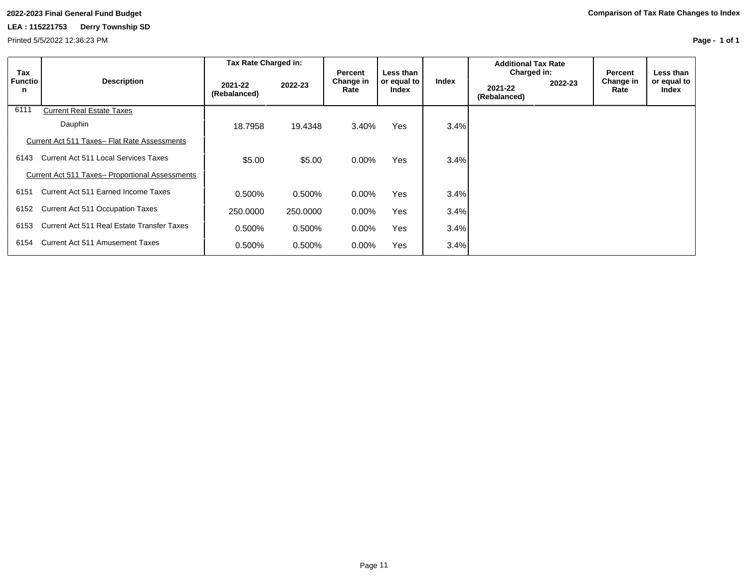**2022-2023 Final General Fund Budget**

**Comparison of Tax Rate Changes to Index**

**LEA : 115221753 Derry Township SD**

Printed 5/5/2022 12:36:23 PM

| Tax Function | Description | Tax Rate Charged in: 2021-22 (Rebalanced) | Tax Rate Charged in: 2022-23 | Percent Change in Rate | Less than or equal to Index | Index | Additional Tax Rate Charged in: 2021-22 (Rebalanced) | Additional Tax Rate Charged in: 2022-23 | Percent Change in Rate | Less than or equal to Index |
|---|---|---|---|---|---|---|---|---|---|---|
| 6111 | Current Real Estate Taxes | | | | | | | | | |
| | Dauphin | 18.7958 | 19.4348 | 3.40% | Yes | 3.4% | | | | |
| | Current Act 511 Taxes– Flat Rate Assessments | | | | | | | | | |
| 6143 | Current Act 511 Local Services Taxes | $5.00 | $5.00 | 0.00% | Yes | 3.4% | | | | |
| | Current Act 511 Taxes– Proportional Assessments | | | | | | | | | |
| 6151 | Current Act 511 Earned Income Taxes | 0.500% | 0.500% | 0.00% | Yes | 3.4% | | | | |
| 6152 | Current Act 511 Occupation Taxes | 250.0000 | 250.0000 | 0.00% | Yes | 3.4% | | | | |
| 6153 | Current Act 511 Real Estate Transfer Taxes | 0.500% | 0.500% | 0.00% | Yes | 3.4% | | | | |
| 6154 | Current Act 511 Amusement Taxes | 0.500% | 0.500% | 0.00% | Yes | 3.4% | | | | |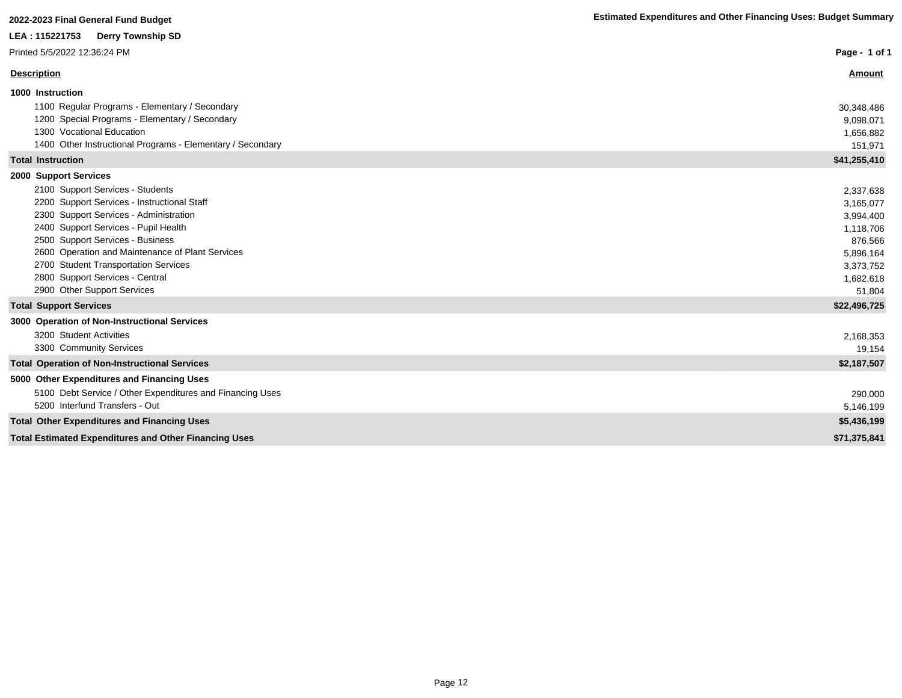**2022-2023 Final General Fund Budget**

**Estimated Expenditures and Other Financing Uses: Budget Summary**

**LEA : 115221753 Derry Township SD**

Printed 5/5/2022 12:36:24 PM

| Description | Amount |
|---|---|
| **1000 Instruction** | |
| 1100 Regular Programs - Elementary / Secondary | 30,348,486 |
| 1200 Special Programs - Elementary / Secondary | 9,098,071 |
| 1300 Vocational Education | 1,656,882 |
| 1400 Other Instructional Programs - Elementary / Secondary | 151,971 |
| **Total Instruction** | **$41,255,410** |
| **2000 Support Services** | |
| 2100 Support Services - Students | 2,337,638 |
| 2200 Support Services - Instructional Staff | 3,165,077 |
| 2300 Support Services - Administration | 3,994,400 |
| 2400 Support Services - Pupil Health | 1,118,706 |
| 2500 Support Services - Business | 876,566 |
| 2600 Operation and Maintenance of Plant Services | 5,896,164 |
| 2700 Student Transportation Services | 3,373,752 |
| 2800 Support Services - Central | 1,682,618 |
| 2900 Other Support Services | 51,804 |
| **Total Support Services** | **$22,496,725** |
| **3000 Operation of Non-Instructional Services** | |
| 3200 Student Activities | 2,168,353 |
| 3300 Community Services | 19,154 |
| **Total Operation of Non-Instructional Services** | **$2,187,507** |
| **5000 Other Expenditures and Financing Uses** | |
| 5100 Debt Service / Other Expenditures and Financing Uses | 290,000 |
| 5200 Interfund Transfers - Out | 5,146,199 |
| **Total Other Expenditures and Financing Uses** | **$5,436,199** |
| **Total Estimated Expenditures and Other Financing Uses** | **$71,375,841** |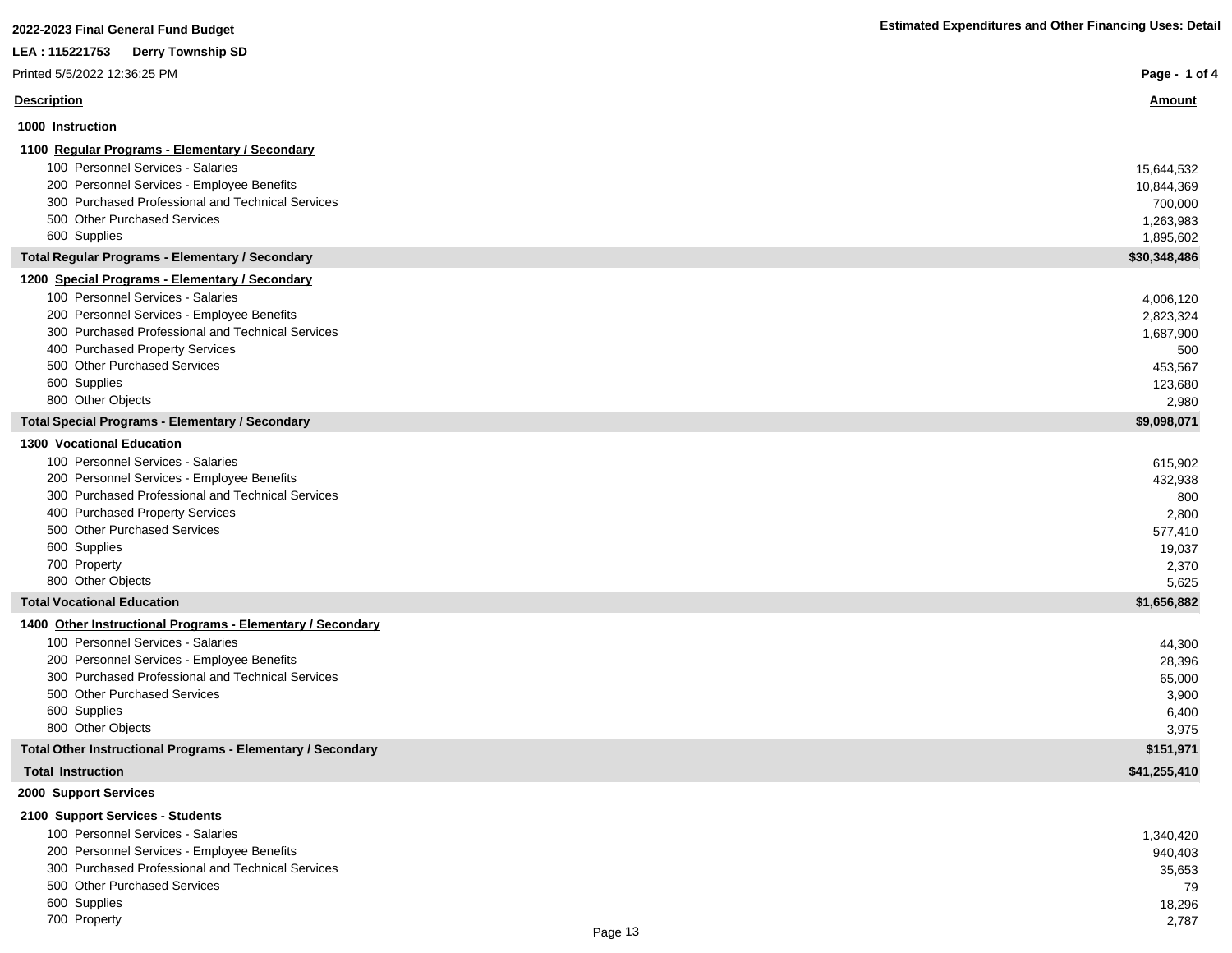**2022-2023 Final General Fund Budget**

**Estimated Expenditures and Other Financing Uses: Detail**

**LEA : 115221753 Derry Township SD**

Printed 5/5/2022 12:36:25 PM

| Description | Amount |
|---|---|
| **1000 Instruction** | |
| **1100 Regular Programs - Elementary / Secondary** | |
| 100 Personnel Services - Salaries | 15,644,532 |
| 200 Personnel Services - Employee Benefits | 10,844,369 |
| 300 Purchased Professional and Technical Services | 700,000 |
| 500 Other Purchased Services | 1,263,983 |
| 600 Supplies | 1,895,602 |
| **Total Regular Programs - Elementary / Secondary** | **$30,348,486** |
| **1200 Special Programs - Elementary / Secondary** | |
| 100 Personnel Services - Salaries | 4,006,120 |
| 200 Personnel Services - Employee Benefits | 2,823,324 |
| 300 Purchased Professional and Technical Services | 1,687,900 |
| 400 Purchased Property Services | 500 |
| 500 Other Purchased Services | 453,567 |
| 600 Supplies | 123,680 |
| 800 Other Objects | 2,980 |
| **Total Special Programs - Elementary / Secondary** | **$9,098,071** |
| **1300 Vocational Education** | |
| 100 Personnel Services - Salaries | 615,902 |
| 200 Personnel Services - Employee Benefits | 432,938 |
| 300 Purchased Professional and Technical Services | 800 |
| 400 Purchased Property Services | 2,800 |
| 500 Other Purchased Services | 577,410 |
| 600 Supplies | 19,037 |
| 700 Property | 2,370 |
| 800 Other Objects | 5,625 |
| **Total Vocational Education** | **$1,656,882** |
| **1400 Other Instructional Programs - Elementary / Secondary** | |
| 100 Personnel Services - Salaries | 44,300 |
| 200 Personnel Services - Employee Benefits | 28,396 |
| 300 Purchased Professional and Technical Services | 65,000 |
| 500 Other Purchased Services | 3,900 |
| 600 Supplies | 6,400 |
| 800 Other Objects | 3,975 |
| **Total Other Instructional Programs - Elementary / Secondary** | **$151,971** |
| **Total Instruction** | **$41,255,410** |
| **2000 Support Services** | |
| **2100 Support Services - Students** | |
| 100 Personnel Services - Salaries | 1,340,420 |
| 200 Personnel Services - Employee Benefits | 940,403 |
| 300 Purchased Professional and Technical Services | 35,653 |
| 500 Other Purchased Services | 79 |
| 600 Supplies | 18,296 |
| 700 Property | 2,787 |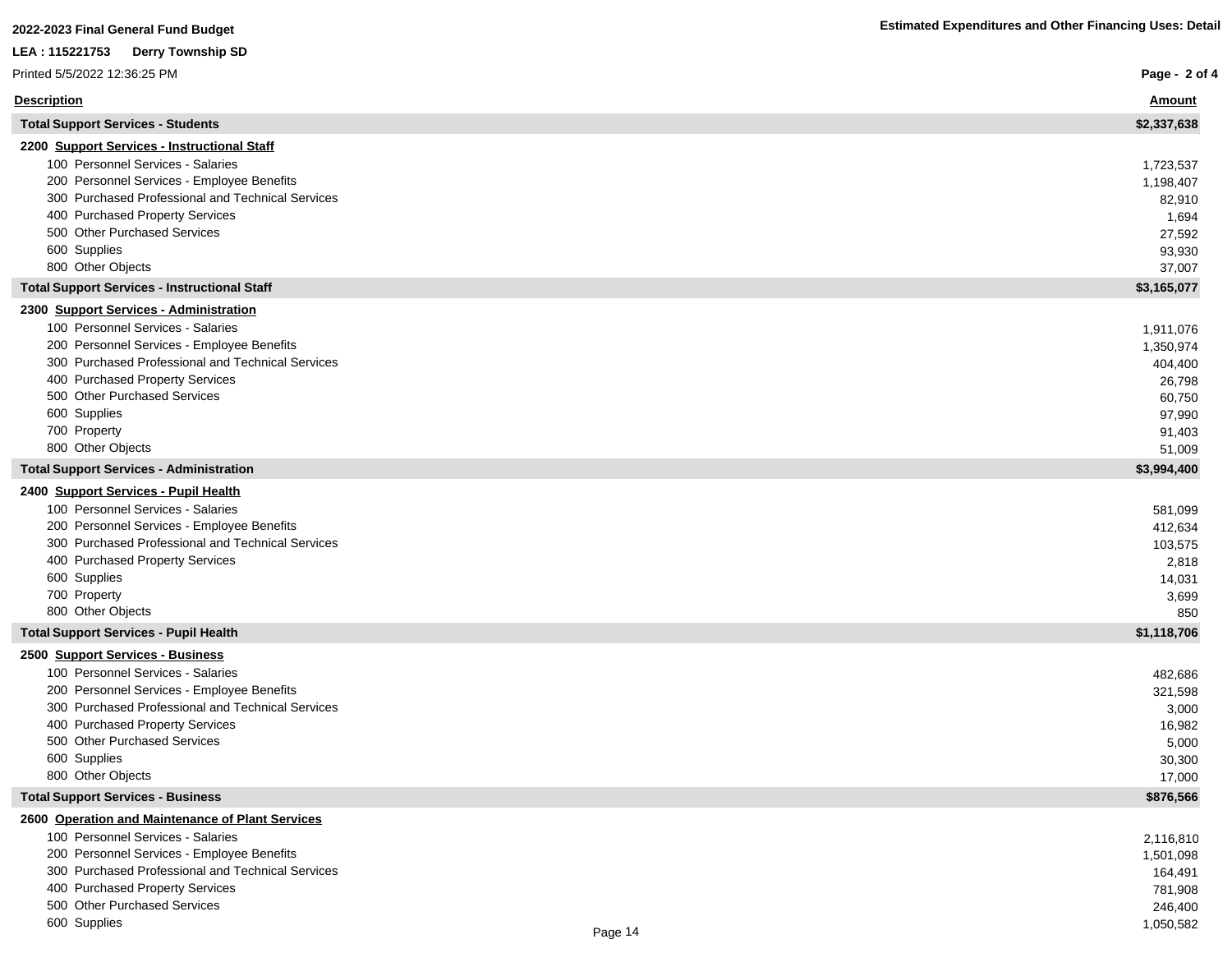**2022-2023 Final General Fund Budget**

**LEA : 115221753 Derry Township SD**

Printed 5/5/2022 12:36:25 PM

**Estimated Expenditures and Other Financing Uses: Detail**

| Description | Amount |
|---|---|
| **Total Support Services - Students** | **$2,337,638** |
| **2200 Support Services - Instructional Staff** | |
| 100 Personnel Services - Salaries | 1,723,537 |
| 200 Personnel Services - Employee Benefits | 1,198,407 |
| 300 Purchased Professional and Technical Services | 82,910 |
| 400 Purchased Property Services | 1,694 |
| 500 Other Purchased Services | 27,592 |
| 600 Supplies | 93,930 |
| 800 Other Objects | 37,007 |
| **Total Support Services - Instructional Staff** | **$3,165,077** |
| **2300 Support Services - Administration** | |
| 100 Personnel Services - Salaries | 1,911,076 |
| 200 Personnel Services - Employee Benefits | 1,350,974 |
| 300 Purchased Professional and Technical Services | 404,400 |
| 400 Purchased Property Services | 26,798 |
| 500 Other Purchased Services | 60,750 |
| 600 Supplies | 97,990 |
| 700 Property | 91,403 |
| 800 Other Objects | 51,009 |
| **Total Support Services - Administration** | **$3,994,400** |
| **2400 Support Services - Pupil Health** | |
| 100 Personnel Services - Salaries | 581,099 |
| 200 Personnel Services - Employee Benefits | 412,634 |
| 300 Purchased Professional and Technical Services | 103,575 |
| 400 Purchased Property Services | 2,818 |
| 600 Supplies | 14,031 |
| 700 Property | 3,699 |
| 800 Other Objects | 850 |
| **Total Support Services - Pupil Health** | **$1,118,706** |
| **2500 Support Services - Business** | |
| 100 Personnel Services - Salaries | 482,686 |
| 200 Personnel Services - Employee Benefits | 321,598 |
| 300 Purchased Professional and Technical Services | 3,000 |
| 400 Purchased Property Services | 16,982 |
| 500 Other Purchased Services | 5,000 |
| 600 Supplies | 30,300 |
| 800 Other Objects | 17,000 |
| **Total Support Services - Business** | **$876,566** |
| **2600 Operation and Maintenance of Plant Services** | |
| 100 Personnel Services - Salaries | 2,116,810 |
| 200 Personnel Services - Employee Benefits | 1,501,098 |
| 300 Purchased Professional and Technical Services | 164,491 |
| 400 Purchased Property Services | 781,908 |
| 500 Other Purchased Services | 246,400 |
| 600 Supplies | 1,050,582 |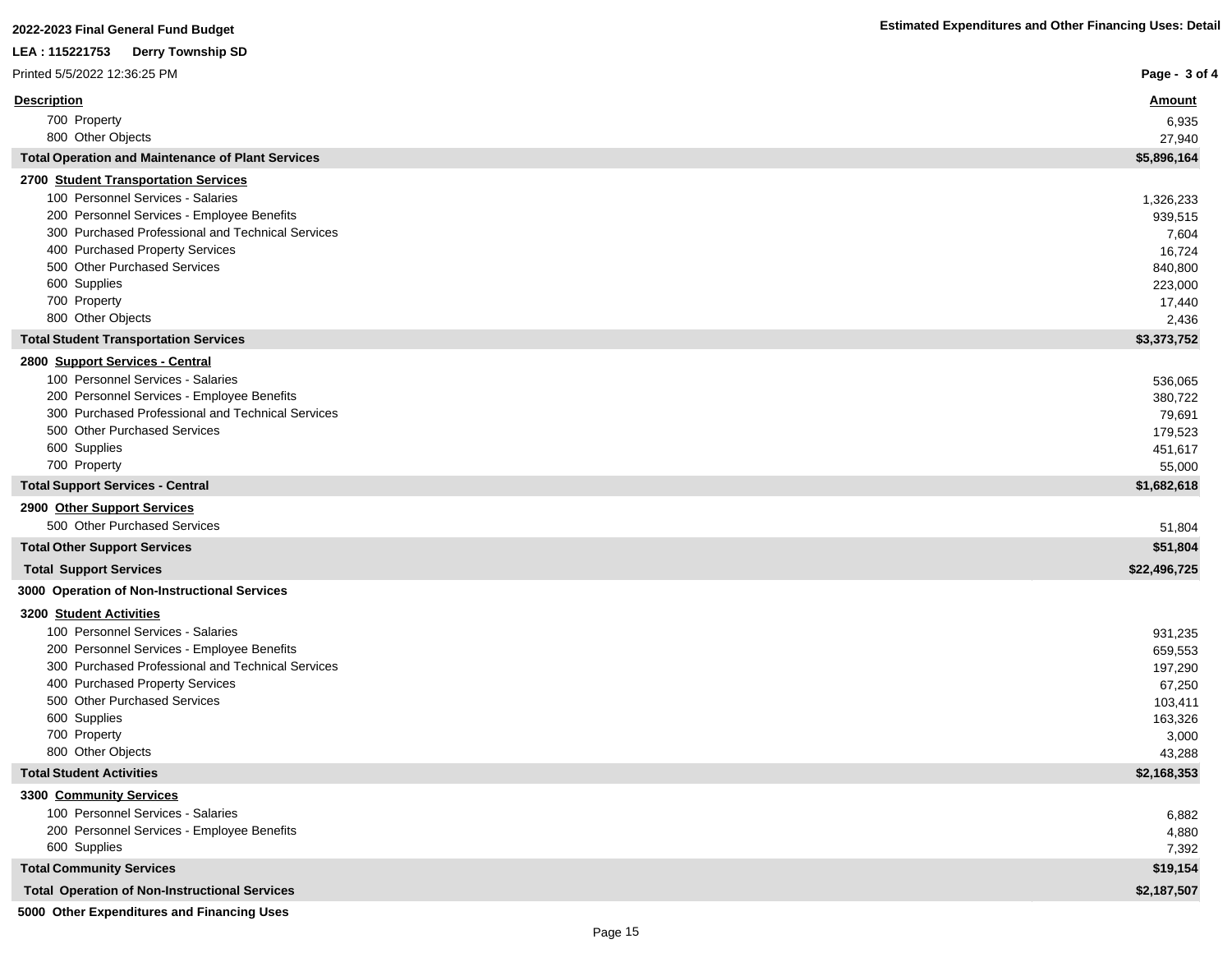| Description | Amount |
| --- | --- |
| 700 Property | 6,935 |
| 800 Other Objects | 27,940 |
| **Total Operation and Maintenance of Plant Services** | **$5,896,164** |
| **2700 Student Transportation Services** | |
| 100 Personnel Services - Salaries | 1,326,233 |
| 200 Personnel Services - Employee Benefits | 939,515 |
| 300 Purchased Professional and Technical Services | 7,604 |
| 400 Purchased Property Services | 16,724 |
| 500 Other Purchased Services | 840,800 |
| 600 Supplies | 223,000 |
| 700 Property | 17,440 |
| 800 Other Objects | 2,436 |
| **Total Student Transportation Services** | **$3,373,752** |
| **2800 Support Services - Central** | |
| 100 Personnel Services - Salaries | 536,065 |
| 200 Personnel Services - Employee Benefits | 380,722 |
| 300 Purchased Professional and Technical Services | 79,691 |
| 500 Other Purchased Services | 179,523 |
| 600 Supplies | 451,617 |
| 700 Property | 55,000 |
| **Total Support Services - Central** | **$1,682,618** |
| **2900 Other Support Services** | |
| 500 Other Purchased Services | 51,804 |
| **Total Other Support Services** | **$51,804** |
| **Total Support Services** | **$22,496,725** |
| **3000 Operation of Non-Instructional Services** | |
| **3200 Student Activities** | |
| 100 Personnel Services - Salaries | 931,235 |
| 200 Personnel Services - Employee Benefits | 659,553 |
| 300 Purchased Professional and Technical Services | 197,290 |
| 400 Purchased Property Services | 67,250 |
| 500 Other Purchased Services | 103,411 |
| 600 Supplies | 163,326 |
| 700 Property | 3,000 |
| 800 Other Objects | 43,288 |
| **Total Student Activities** | **$2,168,353** |
| **3300 Community Services** | |
| 100 Personnel Services - Salaries | 6,882 |
| 200 Personnel Services - Employee Benefits | 4,880 |
| 600 Supplies | 7,392 |
| **Total Community Services** | **$19,154** |
| **Total Operation of Non-Instructional Services** | **$2,187,507** |
| **5000 Other Expenditures and Financing Uses** | |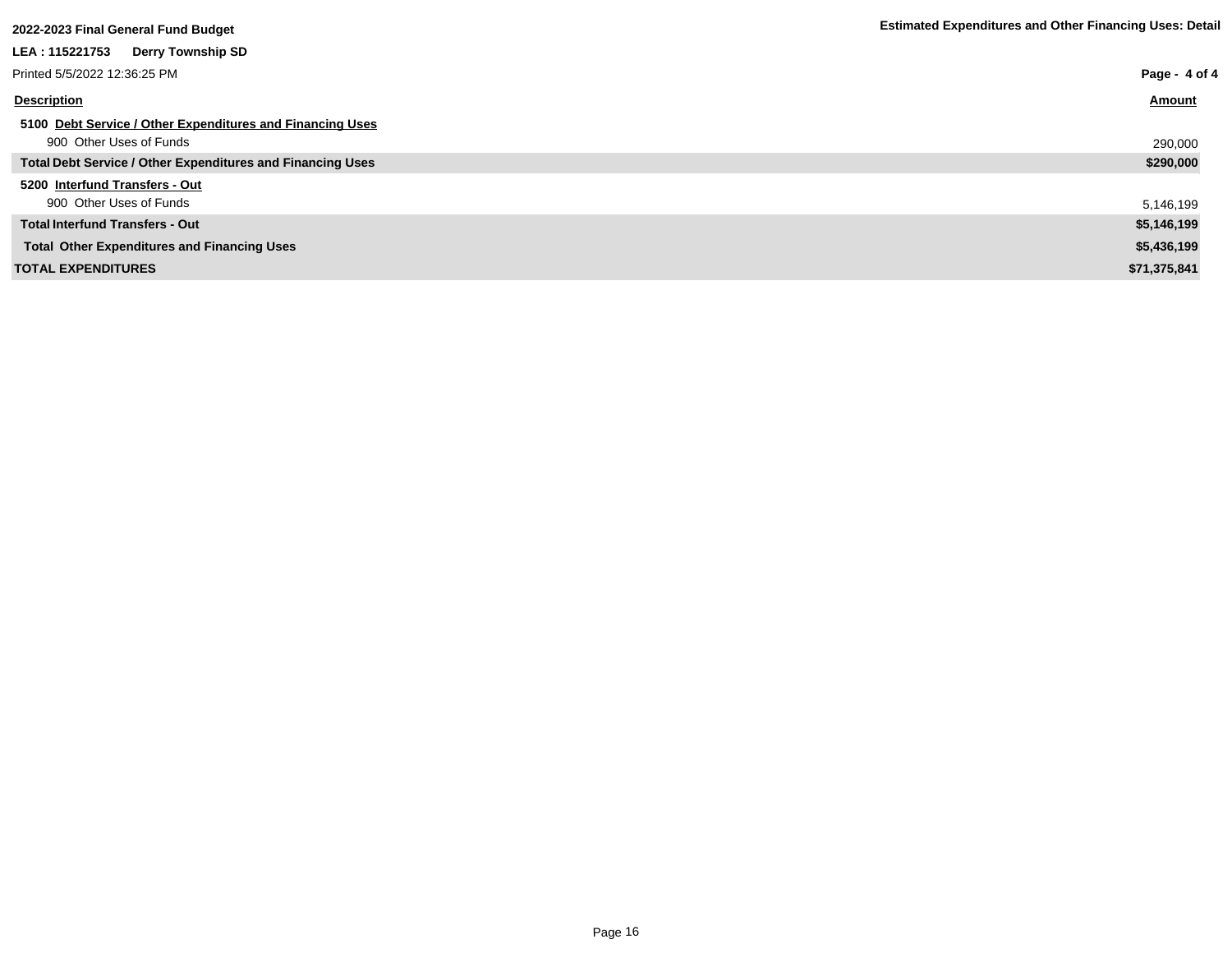**2022-2023 Final General Fund Budget**

**Estimated Expenditures and Other Financing Uses: Detail**

**LEA : 115221753 Derry Township SD**

Printed 5/5/2022 12:36:25 PM

| **Description** | **Amount** |
|---|---|
| **5100 Debt Service / Other Expenditures and Financing Uses** | |
| 900 Other Uses of Funds | 290,000 |
| **Total Debt Service / Other Expenditures and Financing Uses** | **$290,000** |
| **5200 Interfund Transfers - Out** | |
| 900 Other Uses of Funds | 5,146,199 |
| **Total Interfund Transfers - Out** | **$5,146,199** |
| **Total Other Expenditures and Financing Uses** | **$5,436,199** |
| **TOTAL EXPENDITURES** | **$71,375,841** |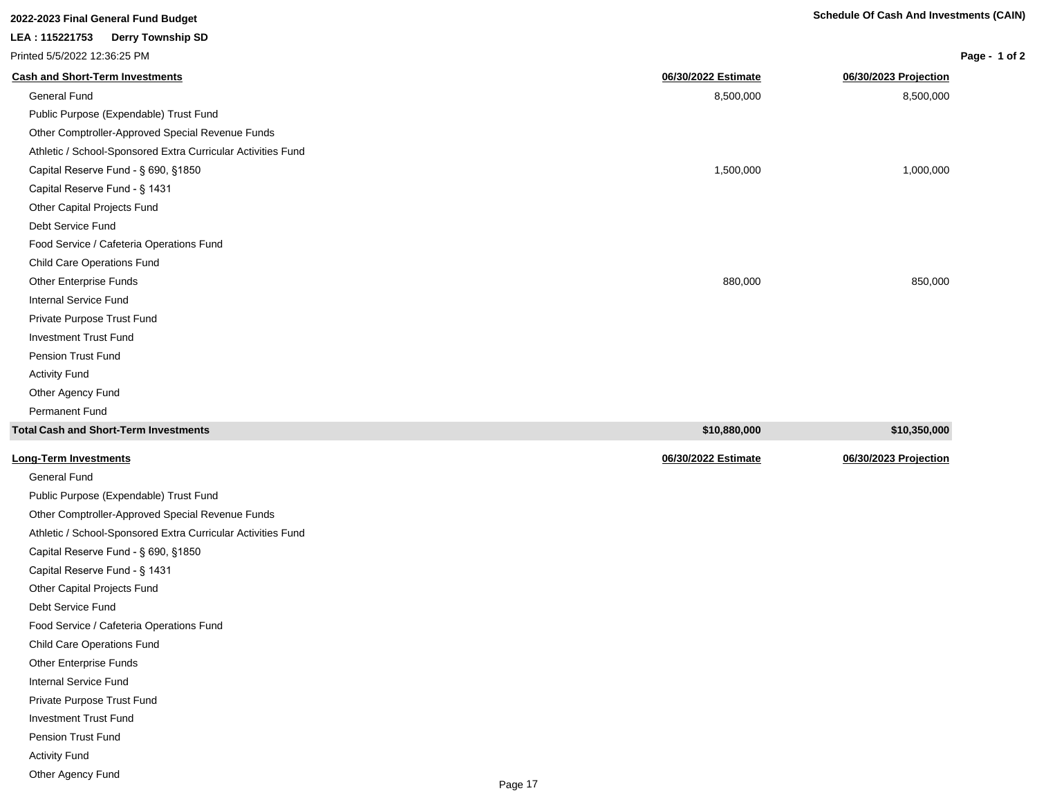**2022-2023 Final General Fund Budget**

**Schedule Of Cash And Investments (CAIN)**

**LEA : 115221753 Derry Township SD**

Printed 5/5/2022 12:36:25 PM

| Cash and Short-Term Investments | 06/30/2022 Estimate | 06/30/2023 Projection |
|---|---|---|
| General Fund | 8,500,000 | 8,500,000 |
| Public Purpose (Expendable) Trust Fund | | |
| Other Comptroller-Approved Special Revenue Funds | | |
| Athletic / School-Sponsored Extra Curricular Activities Fund | | |
| Capital Reserve Fund - § 690, §1850 | 1,500,000 | 1,000,000 |
| Capital Reserve Fund - § 1431 | | |
| Other Capital Projects Fund | | |
| Debt Service Fund | | |
| Food Service / Cafeteria Operations Fund | | |
| Child Care Operations Fund | | |
| Other Enterprise Funds | 880,000 | 850,000 |
| Internal Service Fund | | |
| Private Purpose Trust Fund | | |
| Investment Trust Fund | | |
| Pension Trust Fund | | |
| Activity Fund | | |
| Other Agency Fund | | |
| Permanent Fund | | |
| **Total Cash and Short-Term Investments** | **$10,880,000** | **$10,350,000** |

| Long-Term Investments | 06/30/2022 Estimate | 06/30/2023 Projection |
|---|---|---|
| General Fund | | |
| Public Purpose (Expendable) Trust Fund | | |
| Other Comptroller-Approved Special Revenue Funds | | |
| Athletic / School-Sponsored Extra Curricular Activities Fund | | |
| Capital Reserve Fund - § 690, §1850 | | |
| Capital Reserve Fund - § 1431 | | |
| Other Capital Projects Fund | | |
| Debt Service Fund | | |
| Food Service / Cafeteria Operations Fund | | |
| Child Care Operations Fund | | |
| Other Enterprise Funds | | |
| Internal Service Fund | | |
| Private Purpose Trust Fund | | |
| Investment Trust Fund | | |
| Pension Trust Fund | | |
| Activity Fund | | |
| Other Agency Fund | | |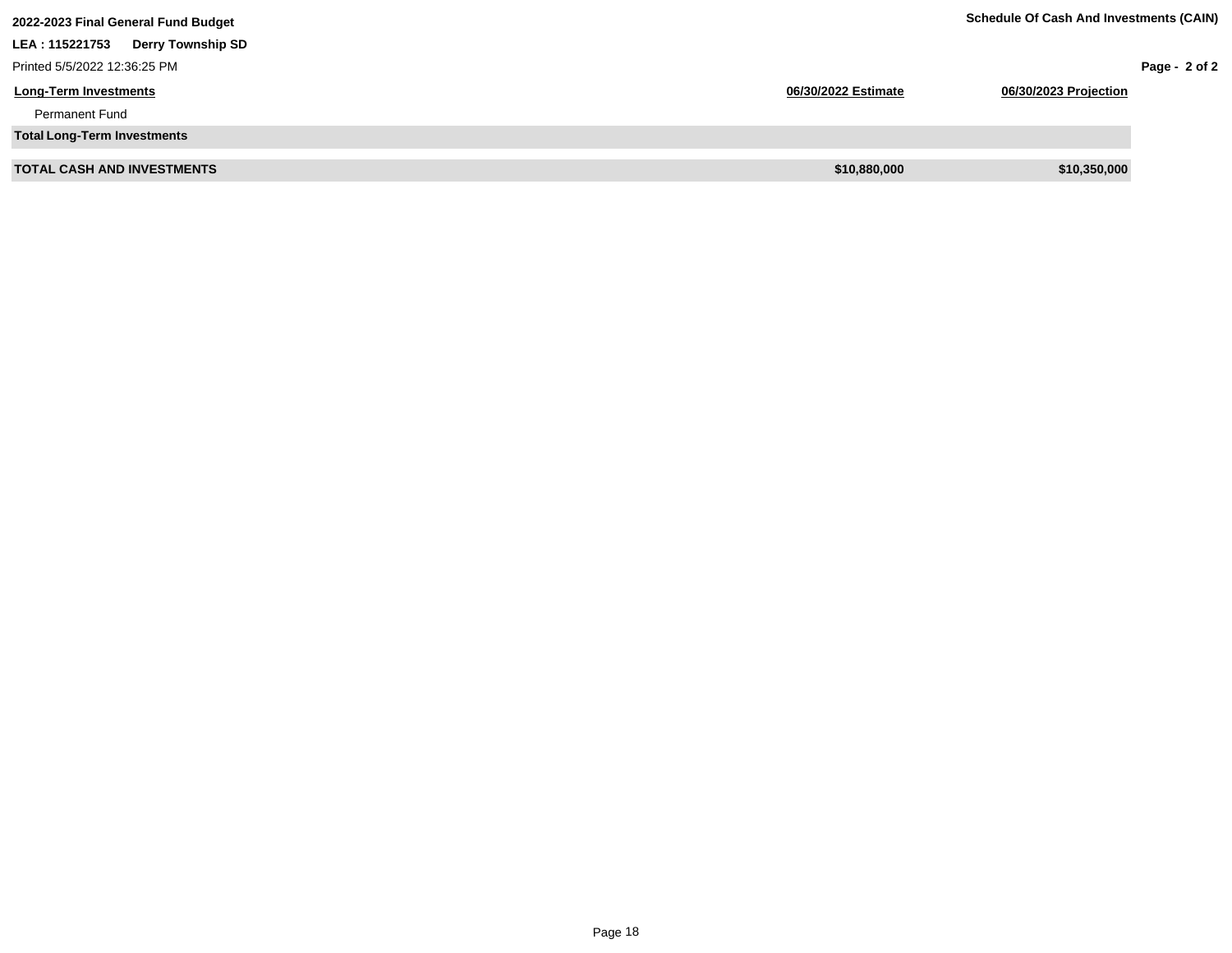| Long-Term Investments | 06/30/2022 Estimate | 06/30/2023 Projection |
|---|---|---|
| Permanent Fund | | |
| **Total Long-Term Investments** | | |
| **TOTAL CASH AND INVESTMENTS** | **$10,880,000** | **$10,350,000** |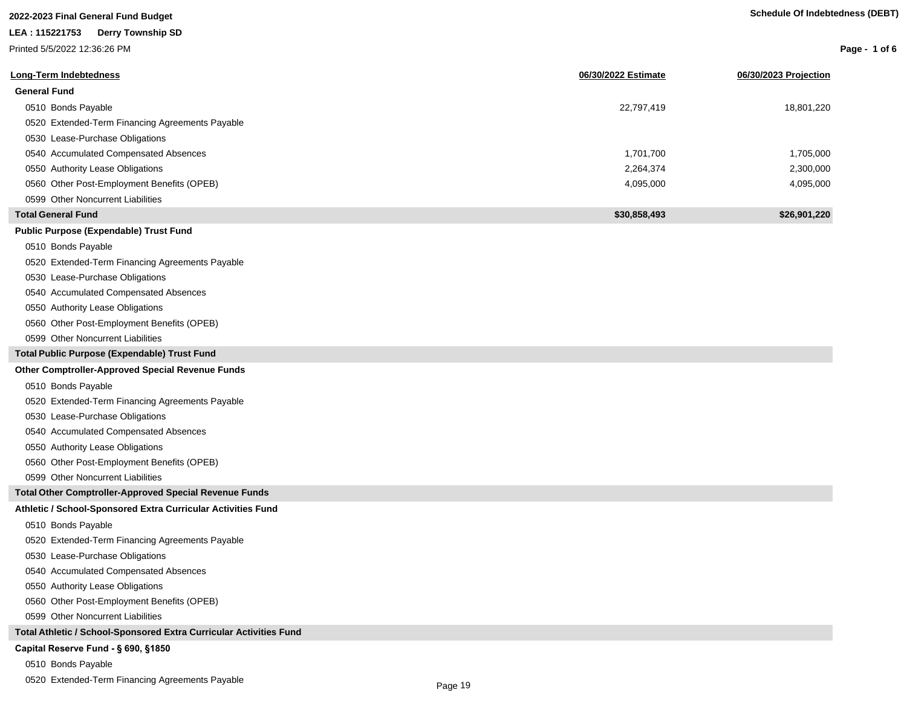**2022-2023 Final General Fund Budget**

**LEA : 115221753 Derry Township SD**

Printed 5/5/2022 12:36:26 PM

**Schedule Of Indebtedness (DEBT)**

| Long-Term Indebtedness | 06/30/2022 Estimate | 06/30/2023 Projection |
|---|---|---|
| **General Fund** | | |
| 0510 Bonds Payable | 22,797,419 | 18,801,220 |
| 0520 Extended-Term Financing Agreements Payable | | |
| 0530 Lease-Purchase Obligations | | |
| 0540 Accumulated Compensated Absences | 1,701,700 | 1,705,000 |
| 0550 Authority Lease Obligations | 2,264,374 | 2,300,000 |
| 0560 Other Post-Employment Benefits (OPEB) | 4,095,000 | 4,095,000 |
| 0599 Other Noncurrent Liabilities | | |
| **Total General Fund** | **$30,858,493** | **$26,901,220** |
| **Public Purpose (Expendable) Trust Fund** | | |
| 0510 Bonds Payable | | |
| 0520 Extended-Term Financing Agreements Payable | | |
| 0530 Lease-Purchase Obligations | | |
| 0540 Accumulated Compensated Absences | | |
| 0550 Authority Lease Obligations | | |
| 0560 Other Post-Employment Benefits (OPEB) | | |
| 0599 Other Noncurrent Liabilities | | |
| **Total Public Purpose (Expendable) Trust Fund** | | |
| **Other Comptroller-Approved Special Revenue Funds** | | |
| 0510 Bonds Payable | | |
| 0520 Extended-Term Financing Agreements Payable | | |
| 0530 Lease-Purchase Obligations | | |
| 0540 Accumulated Compensated Absences | | |
| 0550 Authority Lease Obligations | | |
| 0560 Other Post-Employment Benefits (OPEB) | | |
| 0599 Other Noncurrent Liabilities | | |
| **Total Other Comptroller-Approved Special Revenue Funds** | | |
| **Athletic / School-Sponsored Extra Curricular Activities Fund** | | |
| 0510 Bonds Payable | | |
| 0520 Extended-Term Financing Agreements Payable | | |
| 0530 Lease-Purchase Obligations | | |
| 0540 Accumulated Compensated Absences | | |
| 0550 Authority Lease Obligations | | |
| 0560 Other Post-Employment Benefits (OPEB) | | |
| 0599 Other Noncurrent Liabilities | | |
| **Total Athletic / School-Sponsored Extra Curricular Activities Fund** | | |
| **Capital Reserve Fund - § 690, §1850** | | |
| 0510 Bonds Payable | | |
| 0520 Extended-Term Financing Agreements Payable | | |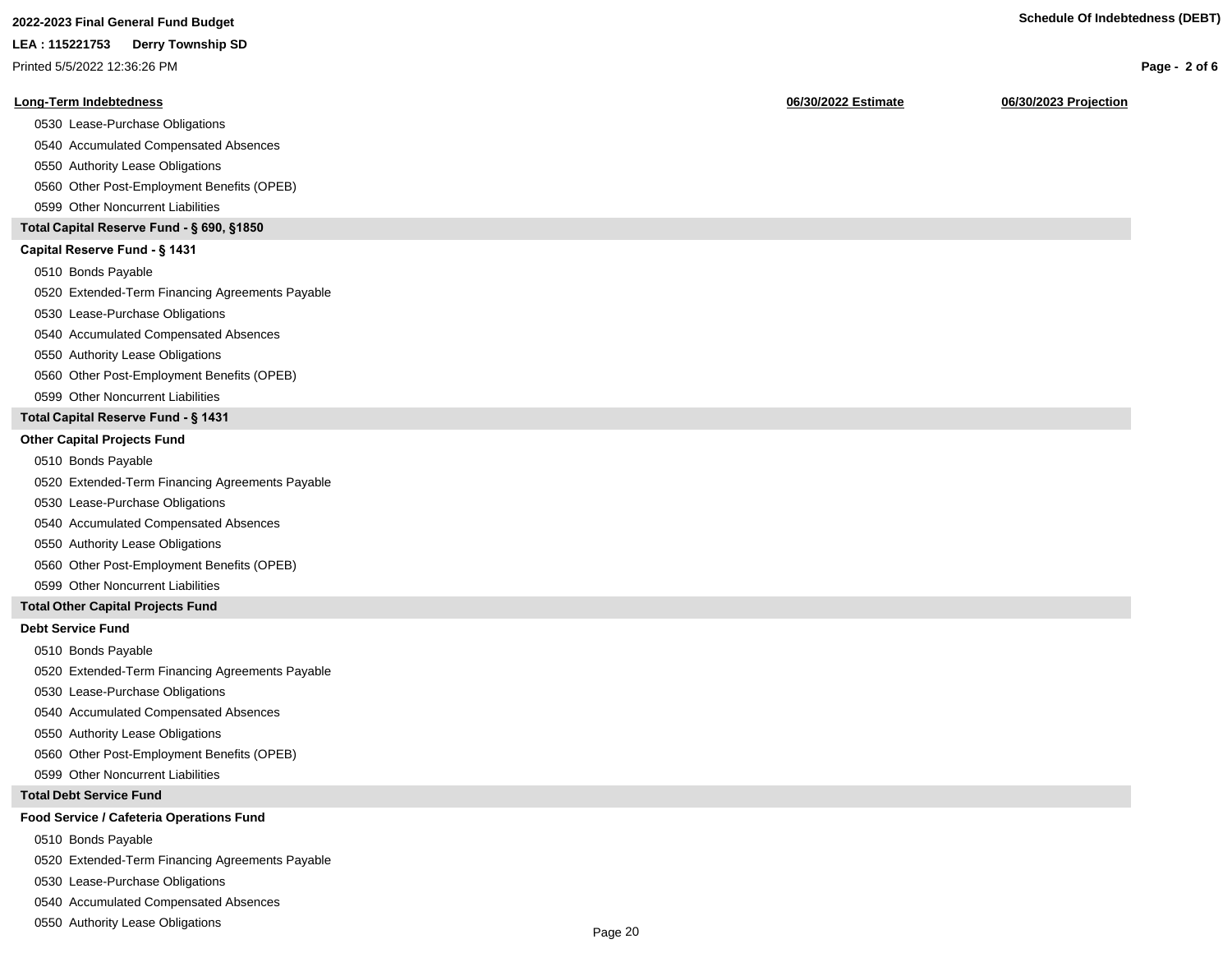| Long-Term Indebtedness | 06/30/2022 Estimate | 06/30/2023 Projection |
|---|---|---|
| 0530 Lease-Purchase Obligations | | |
| 0540 Accumulated Compensated Absences | | |
| 0550 Authority Lease Obligations | | |
| 0560 Other Post-Employment Benefits (OPEB) | | |
| 0599 Other Noncurrent Liabilities | | |
| **Total Capital Reserve Fund - § 690, §1850** | | |
| **Capital Reserve Fund - § 1431** | | |
| 0510 Bonds Payable | | |
| 0520 Extended-Term Financing Agreements Payable | | |
| 0530 Lease-Purchase Obligations | | |
| 0540 Accumulated Compensated Absences | | |
| 0550 Authority Lease Obligations | | |
| 0560 Other Post-Employment Benefits (OPEB) | | |
| 0599 Other Noncurrent Liabilities | | |
| **Total Capital Reserve Fund - § 1431** | | |
| **Other Capital Projects Fund** | | |
| 0510 Bonds Payable | | |
| 0520 Extended-Term Financing Agreements Payable | | |
| 0530 Lease-Purchase Obligations | | |
| 0540 Accumulated Compensated Absences | | |
| 0550 Authority Lease Obligations | | |
| 0560 Other Post-Employment Benefits (OPEB) | | |
| 0599 Other Noncurrent Liabilities | | |
| **Total Other Capital Projects Fund** | | |
| **Debt Service Fund** | | |
| 0510 Bonds Payable | | |
| 0520 Extended-Term Financing Agreements Payable | | |
| 0530 Lease-Purchase Obligations | | |
| 0540 Accumulated Compensated Absences | | |
| 0550 Authority Lease Obligations | | |
| 0560 Other Post-Employment Benefits (OPEB) | | |
| 0599 Other Noncurrent Liabilities | | |
| **Total Debt Service Fund** | | |
| **Food Service / Cafeteria Operations Fund** | | |
| 0510 Bonds Payable | | |
| 0520 Extended-Term Financing Agreements Payable | | |
| 0530 Lease-Purchase Obligations | | |
| 0540 Accumulated Compensated Absences | | |
| 0550 Authority Lease Obligations | | |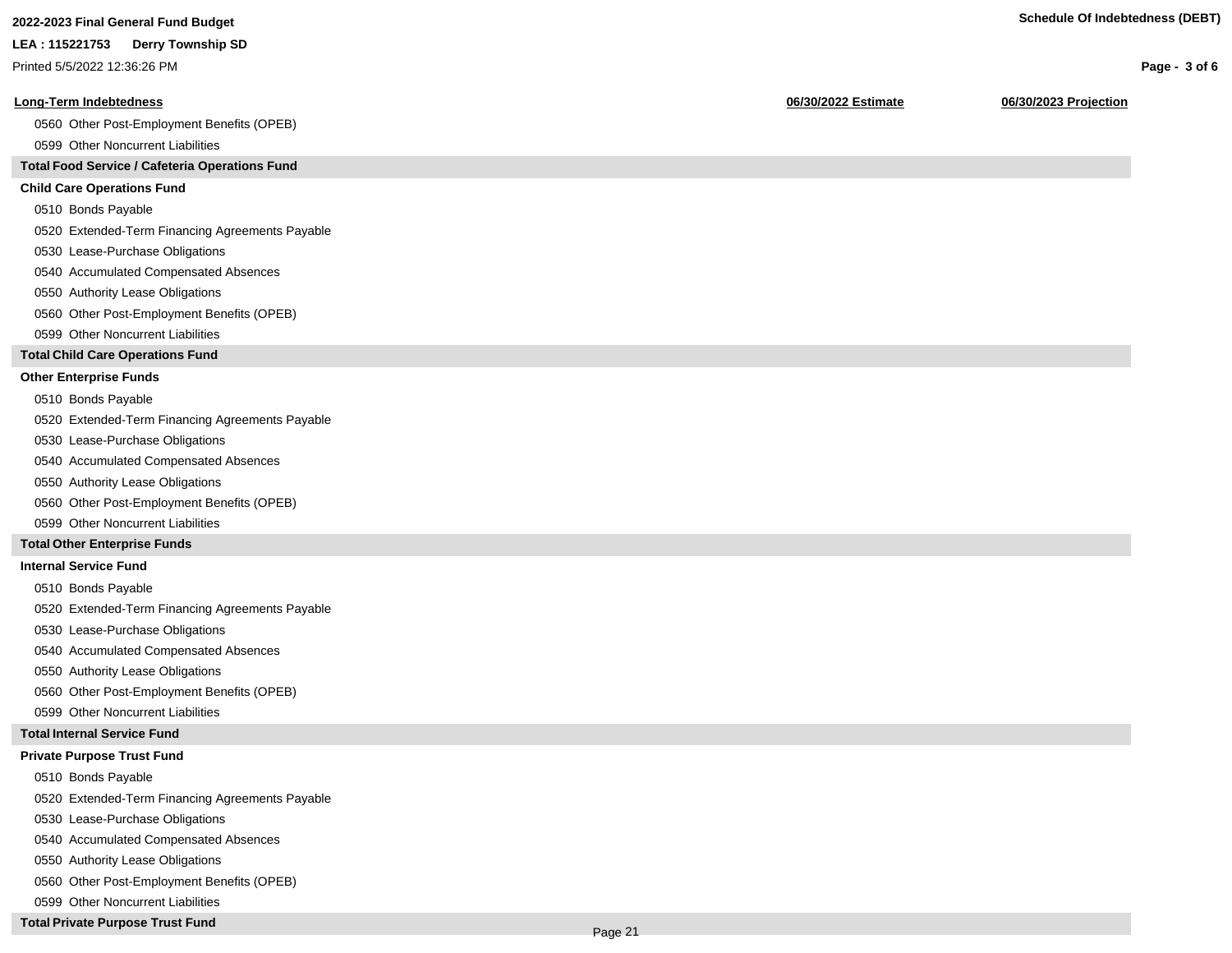| Long-Term Indebtedness | 06/30/2022 Estimate | 06/30/2023 Projection |
|---|---|---|
| 0560 Other Post-Employment Benefits (OPEB) | | |
| 0599 Other Noncurrent Liabilities | | |
| **Total Food Service / Cafeteria Operations Fund** | | |
| **Child Care Operations Fund** | | |
| 0510 Bonds Payable | | |
| 0520 Extended-Term Financing Agreements Payable | | |
| 0530 Lease-Purchase Obligations | | |
| 0540 Accumulated Compensated Absences | | |
| 0550 Authority Lease Obligations | | |
| 0560 Other Post-Employment Benefits (OPEB) | | |
| 0599 Other Noncurrent Liabilities | | |
| **Total Child Care Operations Fund** | | |
| **Other Enterprise Funds** | | |
| 0510 Bonds Payable | | |
| 0520 Extended-Term Financing Agreements Payable | | |
| 0530 Lease-Purchase Obligations | | |
| 0540 Accumulated Compensated Absences | | |
| 0550 Authority Lease Obligations | | |
| 0560 Other Post-Employment Benefits (OPEB) | | |
| 0599 Other Noncurrent Liabilities | | |
| **Total Other Enterprise Funds** | | |
| **Internal Service Fund** | | |
| 0510 Bonds Payable | | |
| 0520 Extended-Term Financing Agreements Payable | | |
| 0530 Lease-Purchase Obligations | | |
| 0540 Accumulated Compensated Absences | | |
| 0550 Authority Lease Obligations | | |
| 0560 Other Post-Employment Benefits (OPEB) | | |
| 0599 Other Noncurrent Liabilities | | |
| **Total Internal Service Fund** | | |
| **Private Purpose Trust Fund** | | |
| 0510 Bonds Payable | | |
| 0520 Extended-Term Financing Agreements Payable | | |
| 0530 Lease-Purchase Obligations | | |
| 0540 Accumulated Compensated Absences | | |
| 0550 Authority Lease Obligations | | |
| 0560 Other Post-Employment Benefits (OPEB) | | |
| 0599 Other Noncurrent Liabilities | | |
| **Total Private Purpose Trust Fund** | | |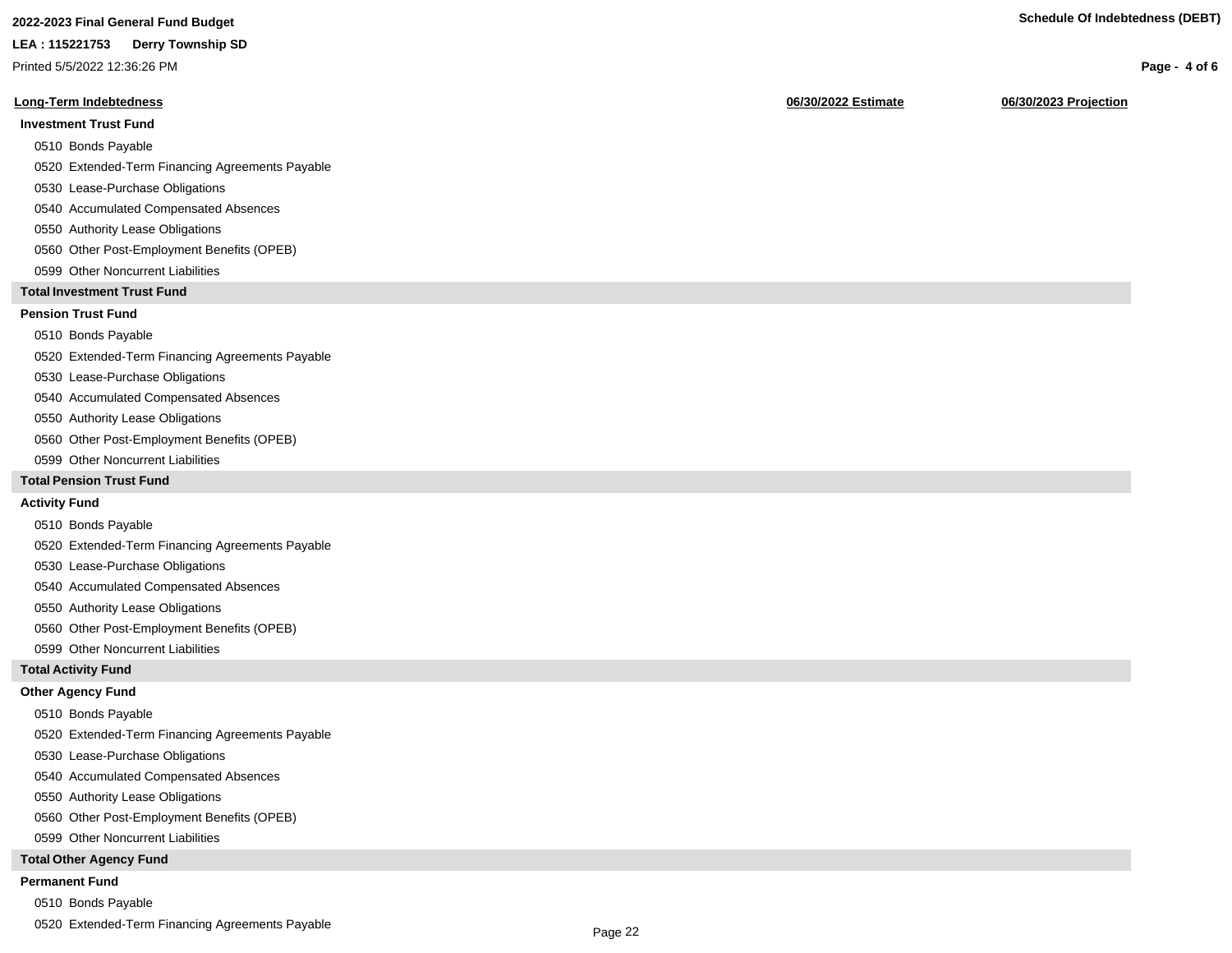**2022-2023 Final General Fund Budget**

**LEA : 115221753 Derry Township SD**

Printed 5/5/2022 12:36:26 PM

**Schedule Of Indebtedness (DEBT)**

| Long-Term Indebtedness | 06/30/2022 Estimate | 06/30/2023 Projection |
|---|---|---|
| **Investment Trust Fund** | | |
| 0510 Bonds Payable | | |
| 0520 Extended-Term Financing Agreements Payable | | |
| 0530 Lease-Purchase Obligations | | |
| 0540 Accumulated Compensated Absences | | |
| 0550 Authority Lease Obligations | | |
| 0560 Other Post-Employment Benefits (OPEB) | | |
| 0599 Other Noncurrent Liabilities | | |
| **Total Investment Trust Fund** | | |
| **Pension Trust Fund** | | |
| 0510 Bonds Payable | | |
| 0520 Extended-Term Financing Agreements Payable | | |
| 0530 Lease-Purchase Obligations | | |
| 0540 Accumulated Compensated Absences | | |
| 0550 Authority Lease Obligations | | |
| 0560 Other Post-Employment Benefits (OPEB) | | |
| 0599 Other Noncurrent Liabilities | | |
| **Total Pension Trust Fund** | | |
| **Activity Fund** | | |
| 0510 Bonds Payable | | |
| 0520 Extended-Term Financing Agreements Payable | | |
| 0530 Lease-Purchase Obligations | | |
| 0540 Accumulated Compensated Absences | | |
| 0550 Authority Lease Obligations | | |
| 0560 Other Post-Employment Benefits (OPEB) | | |
| 0599 Other Noncurrent Liabilities | | |
| **Total Activity Fund** | | |
| **Other Agency Fund** | | |
| 0510 Bonds Payable | | |
| 0520 Extended-Term Financing Agreements Payable | | |
| 0530 Lease-Purchase Obligations | | |
| 0540 Accumulated Compensated Absences | | |
| 0550 Authority Lease Obligations | | |
| 0560 Other Post-Employment Benefits (OPEB) | | |
| 0599 Other Noncurrent Liabilities | | |
| **Total Other Agency Fund** | | |
| **Permanent Fund** | | |
| 0510 Bonds Payable | | |
| 0520 Extended-Term Financing Agreements Payable | | |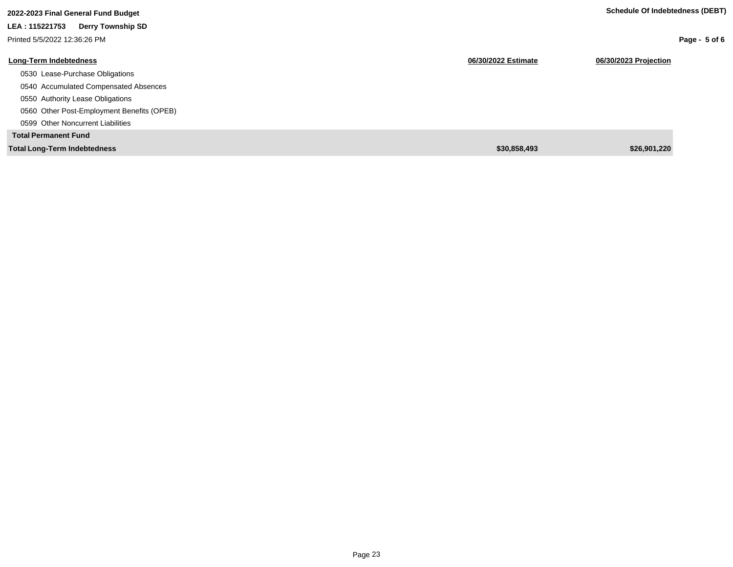**2022-2023 Final General Fund Budget**

**LEA : 115221753 Derry Township SD**

Printed 5/5/2022 12:36:26 PM

**Schedule Of Indebtedness (DEBT)**

| Long-Term Indebtedness | 06/30/2022 Estimate | 06/30/2023 Projection |
|---|---|---|
| 0530 Lease-Purchase Obligations | | |
| 0540 Accumulated Compensated Absences | | |
| 0550 Authority Lease Obligations | | |
| 0560 Other Post-Employment Benefits (OPEB) | | |
| 0599 Other Noncurrent Liabilities | | |
| **Total Permanent Fund** | | |
| **Total Long-Term Indebtedness** | **$30,858,493** | **$26,901,220** |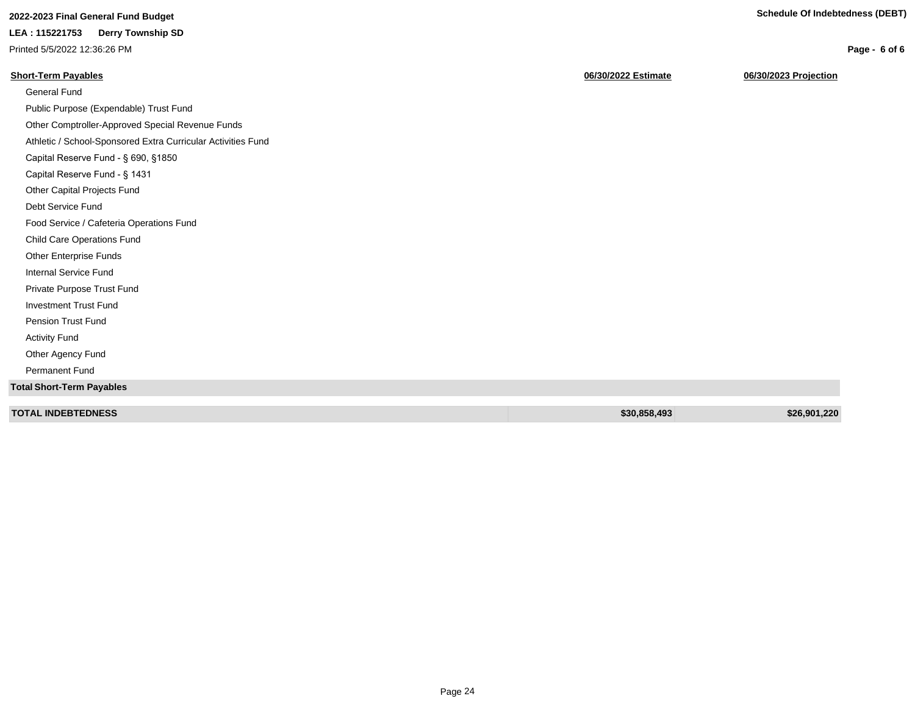**2022-2023 Final General Fund Budget**

**LEA : 115221753 Derry Township SD**

Printed 5/5/2022 12:36:26 PM

**Schedule Of Indebtedness (DEBT)**

| Short-Term Payables | 06/30/2022 Estimate | 06/30/2023 Projection |
|---|---|---|
| General Fund | | |
| Public Purpose (Expendable) Trust Fund | | |
| Other Comptroller-Approved Special Revenue Funds | | |
| Athletic / School-Sponsored Extra Curricular Activities Fund | | |
| Capital Reserve Fund - § 690, §1850 | | |
| Capital Reserve Fund - § 1431 | | |
| Other Capital Projects Fund | | |
| Debt Service Fund | | |
| Food Service / Cafeteria Operations Fund | | |
| Child Care Operations Fund | | |
| Other Enterprise Funds | | |
| Internal Service Fund | | |
| Private Purpose Trust Fund | | |
| Investment Trust Fund | | |
| Pension Trust Fund | | |
| Activity Fund | | |
| Other Agency Fund | | |
| Permanent Fund | | |
| **Total Short-Term Payables** | | |
| **TOTAL INDEBTEDNESS** | **$30,858,493** | **$26,901,220** |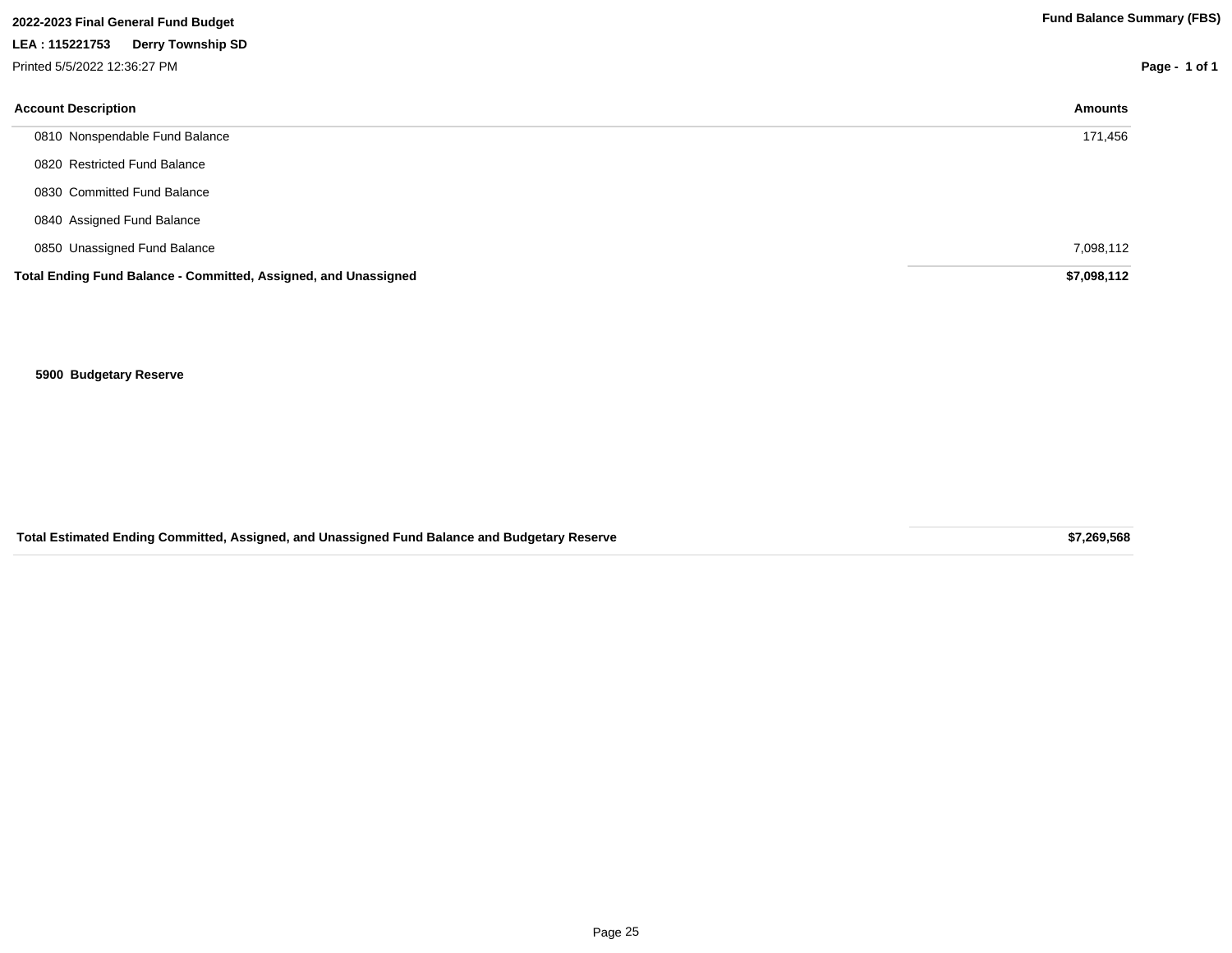2022-2023 Final General Fund Budget

LEA : 115221753 Derry Township SD

Printed 5/5/2022 12:36:27 PM

**Fund Balance Summary (FBS)**

| Account Description | Amounts |
|---|---|
| 0810 Nonspendable Fund Balance | 171,456 |
| 0820 Restricted Fund Balance | |
| 0830 Committed Fund Balance | |
| 0840 Assigned Fund Balance | |
| 0850 Unassigned Fund Balance | 7,098,112 |
| **Total Ending Fund Balance - Committed, Assigned, and Unassigned** | **$7,098,112** |
| **5900 Budgetary Reserve** | |
| **Total Estimated Ending Committed, Assigned, and Unassigned Fund Balance and Budgetary Reserve** | **$7,269,568** |